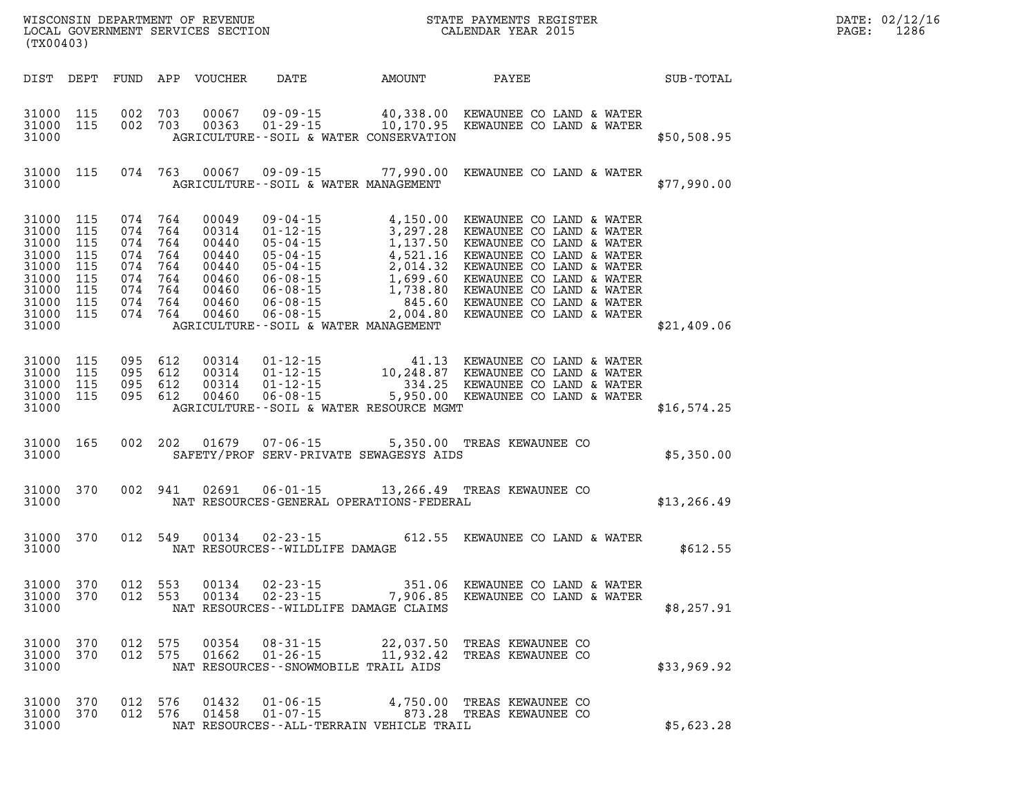WISCONSIN DEPARTMENT OF REVENUE
LOCAL GOVERNMENT SERVICES SECTION
(TX00403)

STATE PAYMENTS REGISTER
CALENDAR YEAR 2015

DATE: 02/12/16

| DIST | DEPT | FUND | APP | VOUCHER | DATE | AMOUNT | PAYEE | SUB-TOTAL |
|---|---|---|---|---|---|---|---|---|
| 31000 | 115 | 002 | 703 | 00067 | 09-09-15 | 40,338.00 | KEWAUNEE CO LAND & WATER | |
| 31000 | 115 | 002 | 703 | 00363 | 01-29-15 | 10,170.95 | KEWAUNEE CO LAND & WATER | |
| 31000 | | | | | AGRICULTURE--SOIL & WATER CONSERVATION | | | $50,508.95 |
| 31000 | 115 | 074 | 763 | 00067 | 09-09-15 | 77,990.00 | KEWAUNEE CO LAND & WATER | |
| 31000 | | | | | AGRICULTURE--SOIL & WATER MANAGEMENT | | | $77,990.00 |
| 31000 | 115 | 074 | 764 | 00049 | 09-04-15 | 4,150.00 | KEWAUNEE CO LAND & WATER | |
| 31000 | 115 | 074 | 764 | 00314 | 01-12-15 | 3,297.28 | KEWAUNEE CO LAND & WATER | |
| 31000 | 115 | 074 | 764 | 00440 | 05-04-15 | 1,137.50 | KEWAUNEE CO LAND & WATER | |
| 31000 | 115 | 074 | 764 | 00440 | 05-04-15 | 4,521.16 | KEWAUNEE CO LAND & WATER | |
| 31000 | 115 | 074 | 764 | 00440 | 05-04-15 | 2,014.32 | KEWAUNEE CO LAND & WATER | |
| 31000 | 115 | 074 | 764 | 00460 | 06-08-15 | 1,699.60 | KEWAUNEE CO LAND & WATER | |
| 31000 | 115 | 074 | 764 | 00460 | 06-08-15 | 1,738.80 | KEWAUNEE CO LAND & WATER | |
| 31000 | 115 | 074 | 764 | 00460 | 06-08-15 | 845.60 | KEWAUNEE CO LAND & WATER | |
| 31000 | 115 | 074 | 764 | 00460 | 06-08-15 | 2,004.80 | KEWAUNEE CO LAND & WATER | |
| 31000 | | | | | AGRICULTURE--SOIL & WATER MANAGEMENT | | | $21,409.06 |
| 31000 | 115 | 095 | 612 | 00314 | 01-12-15 | 41.13 | KEWAUNEE CO LAND & WATER | |
| 31000 | 115 | 095 | 612 | 00314 | 01-12-15 | 10,248.87 | KEWAUNEE CO LAND & WATER | |
| 31000 | 115 | 095 | 612 | 00314 | 01-12-15 | 334.25 | KEWAUNEE CO LAND & WATER | |
| 31000 | 115 | 095 | 612 | 00460 | 06-08-15 | 5,950.00 | KEWAUNEE CO LAND & WATER | |
| 31000 | | | | | AGRICULTURE--SOIL & WATER RESOURCE MGMT | | | $16,574.25 |
| 31000 | 165 | 002 | 202 | 01679 | 07-06-15 | 5,350.00 | TREAS KEWAUNEE CO | |
| 31000 | | | | | SAFETY/PROF SERV-PRIVATE SEWAGESYS AIDS | | | $5,350.00 |
| 31000 | 370 | 002 | 941 | 02691 | 06-01-15 | 13,266.49 | TREAS KEWAUNEE CO | |
| 31000 | | | | | NAT RESOURCES-GENERAL OPERATIONS-FEDERAL | | | $13,266.49 |
| 31000 | 370 | 012 | 549 | 00134 | 02-23-15 | 612.55 | KEWAUNEE CO LAND & WATER | |
| 31000 | | | | | NAT RESOURCES--WILDLIFE DAMAGE | | | $612.55 |
| 31000 | 370 | 012 | 553 | 00134 | 02-23-15 | 351.06 | KEWAUNEE CO LAND & WATER | |
| 31000 | 370 | 012 | 553 | 00134 | 02-23-15 | 7,906.85 | KEWAUNEE CO LAND & WATER | |
| 31000 | | | | | NAT RESOURCES--WILDLIFE DAMAGE CLAIMS | | | $8,257.91 |
| 31000 | 370 | 012 | 575 | 00354 | 08-31-15 | 22,037.50 | TREAS KEWAUNEE CO | |
| 31000 | 370 | 012 | 575 | 01662 | 01-26-15 | 11,932.42 | TREAS KEWAUNEE CO | |
| 31000 | | | | | NAT RESOURCES--SNOWMOBILE TRAIL AIDS | | | $33,969.92 |
| 31000 | 370 | 012 | 576 | 01432 | 01-06-15 | 4,750.00 | TREAS KEWAUNEE CO | |
| 31000 | 370 | 012 | 576 | 01458 | 01-07-15 | 873.28 | TREAS KEWAUNEE CO | |
| 31000 | | | | | NAT RESOURCES--ALL-TERRAIN VEHICLE TRAIL | | | $5,623.28 |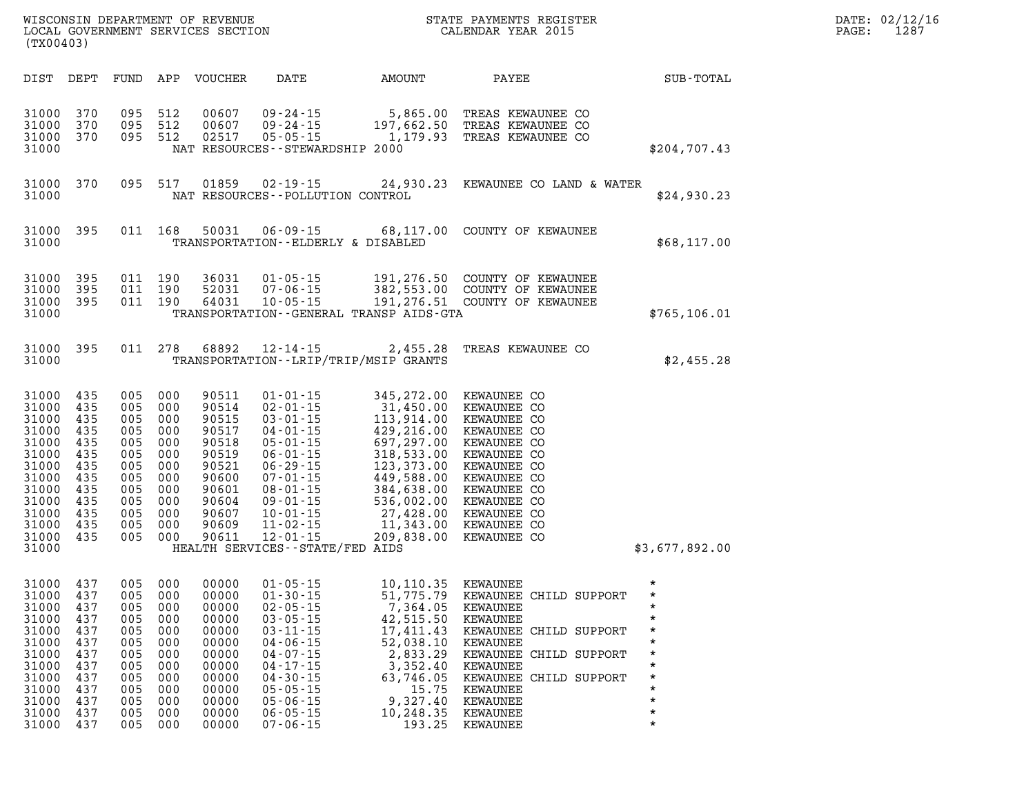WISCONSIN DEPARTMENT OF REVENUE
LOCAL GOVERNMENT SERVICES SECTION
(TX00403)

STATE PAYMENTS REGISTER
CALENDAR YEAR 2015

DATE: 02/12/16
PAGE: 1287

| DIST | DEPT | FUND | APP | VOUCHER | DATE | AMOUNT | PAYEE | SUB-TOTAL |
|---|---|---|---|---|---|---|---|---|
| 31000 | 370 | 095 | 512 | 00607 | 09-24-15 | 5,865.00 | TREAS KEWAUNEE CO | |
| 31000 | 370 | 095 | 512 | 00607 | 09-24-15 | 197,662.50 | TREAS KEWAUNEE CO | |
| 31000 | 370 | 095 | 512 | 02517 | 05-05-15 | 1,179.93 | TREAS KEWAUNEE CO | |
| 31000 | | | | NAT RESOURCES--STEWARDSHIP 2000 | | | | $204,707.43 |
| 31000 | 370 | 095 | 517 | 01859 | 02-19-15 | 24,930.23 | KEWAUNEE CO LAND & WATER | |
| 31000 | | | | NAT RESOURCES--POLLUTION CONTROL | | | | $24,930.23 |
| 31000 | 395 | 011 | 168 | 50031 | 06-09-15 | 68,117.00 | COUNTY OF KEWAUNEE | |
| 31000 | | | | TRANSPORTATION--ELDERLY & DISABLED | | | | $68,117.00 |
| 31000 | 395 | 011 | 190 | 36031 | 01-05-15 | 191,276.50 | COUNTY OF KEWAUNEE | |
| 31000 | 395 | 011 | 190 | 52031 | 07-06-15 | 382,553.00 | COUNTY OF KEWAUNEE | |
| 31000 | 395 | 011 | 190 | 64031 | 10-05-15 | 191,276.51 | COUNTY OF KEWAUNEE | |
| 31000 | | | | TRANSPORTATION--GENERAL TRANSP AIDS-GTA | | | | $765,106.01 |
| 31000 | 395 | 011 | 278 | 68892 | 12-14-15 | 2,455.28 | TREAS KEWAUNEE CO | |
| 31000 | | | | TRANSPORTATION--LRIP/TRIP/MSIP GRANTS | | | | $2,455.28 |
| 31000 | 435 | 005 | 000 | 90511 | 01-01-15 | 345,272.00 | KEWAUNEE CO | |
| 31000 | 435 | 005 | 000 | 90514 | 02-01-15 | 31,450.00 | KEWAUNEE CO | |
| 31000 | 435 | 005 | 000 | 90515 | 03-01-15 | 113,914.00 | KEWAUNEE CO | |
| 31000 | 435 | 005 | 000 | 90517 | 04-01-15 | 429,216.00 | KEWAUNEE CO | |
| 31000 | 435 | 005 | 000 | 90518 | 05-01-15 | 697,297.00 | KEWAUNEE CO | |
| 31000 | 435 | 005 | 000 | 90519 | 06-01-15 | 318,533.00 | KEWAUNEE CO | |
| 31000 | 435 | 005 | 000 | 90521 | 06-29-15 | 123,373.00 | KEWAUNEE CO | |
| 31000 | 435 | 005 | 000 | 90600 | 07-01-15 | 449,588.00 | KEWAUNEE CO | |
| 31000 | 435 | 005 | 000 | 90601 | 08-01-15 | 384,638.00 | KEWAUNEE CO | |
| 31000 | 435 | 005 | 000 | 90604 | 09-01-15 | 536,002.00 | KEWAUNEE CO | |
| 31000 | 435 | 005 | 000 | 90607 | 10-01-15 | 27,428.00 | KEWAUNEE CO | |
| 31000 | 435 | 005 | 000 | 90609 | 11-02-15 | 11,343.00 | KEWAUNEE CO | |
| 31000 | 435 | 005 | 000 | 90611 | 12-01-15 | 209,838.00 | KEWAUNEE CO | |
| 31000 | | | | HEALTH SERVICES--STATE/FED AIDS | | | | $3,677,892.00 |
| 31000 | 437 | 005 | 000 | 00000 | 01-05-15 | 10,110.35 | KEWAUNEE | * |
| 31000 | 437 | 005 | 000 | 00000 | 01-30-15 | 51,775.79 | KEWAUNEE CHILD SUPPORT | * |
| 31000 | 437 | 005 | 000 | 00000 | 02-05-15 | 7,364.05 | KEWAUNEE | * |
| 31000 | 437 | 005 | 000 | 00000 | 03-05-15 | 42,515.50 | KEWAUNEE | * |
| 31000 | 437 | 005 | 000 | 00000 | 03-11-15 | 17,411.43 | KEWAUNEE CHILD SUPPORT | * |
| 31000 | 437 | 005 | 000 | 00000 | 04-06-15 | 52,038.10 | KEWAUNEE | * |
| 31000 | 437 | 005 | 000 | 00000 | 04-07-15 | 2,833.29 | KEWAUNEE CHILD SUPPORT | * |
| 31000 | 437 | 005 | 000 | 00000 | 04-17-15 | 3,352.40 | KEWAUNEE | * |
| 31000 | 437 | 005 | 000 | 00000 | 04-30-15 | 63,746.05 | KEWAUNEE CHILD SUPPORT | * |
| 31000 | 437 | 005 | 000 | 00000 | 05-05-15 | 15.75 | KEWAUNEE | * |
| 31000 | 437 | 005 | 000 | 00000 | 05-06-15 | 9,327.40 | KEWAUNEE | * |
| 31000 | 437 | 005 | 000 | 00000 | 06-05-15 | 10,248.35 | KEWAUNEE | * |
| 31000 | 437 | 005 | 000 | 00000 | 07-06-15 | 193.25 | KEWAUNEE | * |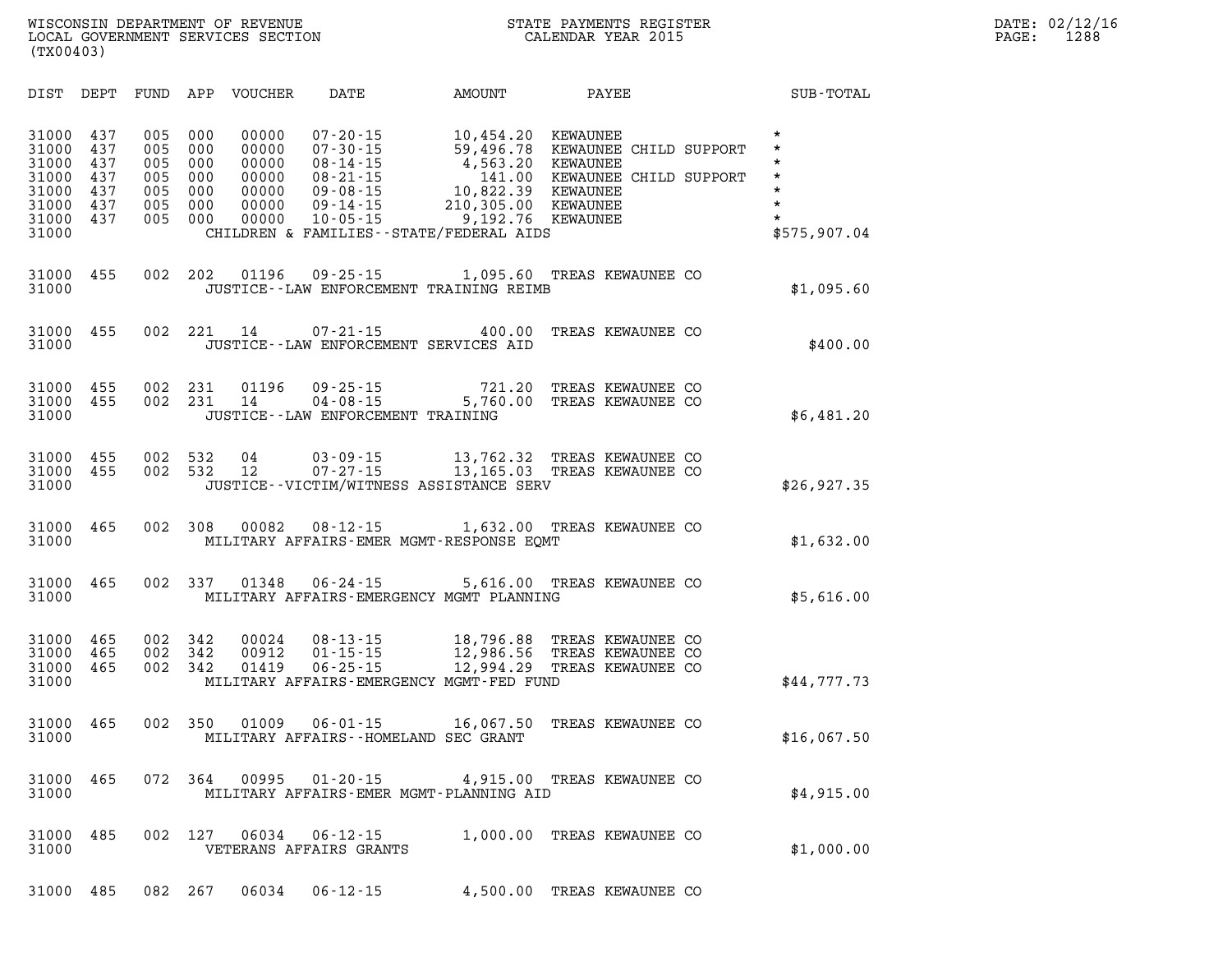WISCONSIN DEPARTMENT OF REVENUE
LOCAL GOVERNMENT SERVICES SECTION
(TX00403)

STATE PAYMENTS REGISTER
CALENDAR YEAR 2015

DATE: 02/12/16
PAGE: 1288

| DIST | DEPT | FUND | APP | VOUCHER | DATE | AMOUNT | PAYEE | SUB-TOTAL |
|---|---|---|---|---|---|---|---|---|
| 31000 | 437 | 005 | 000 | 00000 | 07-20-15 | 10,454.20 | KEWAUNEE | * |
| 31000 | 437 | 005 | 000 | 00000 | 07-30-15 | 59,496.78 | KEWAUNEE CHILD SUPPORT | * |
| 31000 | 437 | 005 | 000 | 00000 | 08-14-15 | 4,563.20 | KEWAUNEE | * |
| 31000 | 437 | 005 | 000 | 00000 | 08-21-15 | 141.00 | KEWAUNEE CHILD SUPPORT | * |
| 31000 | 437 | 005 | 000 | 00000 | 09-08-15 | 10,822.39 | KEWAUNEE | * |
| 31000 | 437 | 005 | 000 | 00000 | 09-14-15 | 210,305.00 | KEWAUNEE | * |
| 31000 | 437 | 005 | 000 | 00000 | 10-05-15 | 9,192.76 | KEWAUNEE | * |
| 31000 | | | | | CHILDREN & FAMILIES--STATE/FEDERAL AIDS | | | $575,907.04 |
| 31000 | 455 | 002 | 202 | 01196 | 09-25-15 | 1,095.60 | TREAS KEWAUNEE CO | |
| 31000 | | | | | JUSTICE--LAW ENFORCEMENT TRAINING REIMB | | | $1,095.60 |
| 31000 | 455 | 002 | 221 | 14 | 07-21-15 | 400.00 | TREAS KEWAUNEE CO | |
| 31000 | | | | | JUSTICE--LAW ENFORCEMENT SERVICES AID | | | $400.00 |
| 31000 | 455 | 002 | 231 | 01196 | 09-25-15 | 721.20 | TREAS KEWAUNEE CO | |
| 31000 | 455 | 002 | 231 | 14 | 04-08-15 | 5,760.00 | TREAS KEWAUNEE CO | |
| 31000 | | | | | JUSTICE--LAW ENFORCEMENT TRAINING | | | $6,481.20 |
| 31000 | 455 | 002 | 532 | 04 | 03-09-15 | 13,762.32 | TREAS KEWAUNEE CO | |
| 31000 | 455 | 002 | 532 | 12 | 07-27-15 | 13,165.03 | TREAS KEWAUNEE CO | |
| 31000 | | | | | JUSTICE--VICTIM/WITNESS ASSISTANCE SERV | | | $26,927.35 |
| 31000 | 465 | 002 | 308 | 00082 | 08-12-15 | 1,632.00 | TREAS KEWAUNEE CO | |
| 31000 | | | | | MILITARY AFFAIRS-EMER MGMT-RESPONSE EQMT | | | $1,632.00 |
| 31000 | 465 | 002 | 337 | 01348 | 06-24-15 | 5,616.00 | TREAS KEWAUNEE CO | |
| 31000 | | | | | MILITARY AFFAIRS-EMERGENCY MGMT PLANNING | | | $5,616.00 |
| 31000 | 465 | 002 | 342 | 00024 | 08-13-15 | 18,796.88 | TREAS KEWAUNEE CO | |
| 31000 | 465 | 002 | 342 | 00912 | 01-15-15 | 12,986.56 | TREAS KEWAUNEE CO | |
| 31000 | 465 | 002 | 342 | 01419 | 06-25-15 | 12,994.29 | TREAS KEWAUNEE CO | |
| 31000 | | | | | MILITARY AFFAIRS-EMERGENCY MGMT-FED FUND | | | $44,777.73 |
| 31000 | 465 | 002 | 350 | 01009 | 06-01-15 | 16,067.50 | TREAS KEWAUNEE CO | |
| 31000 | | | | | MILITARY AFFAIRS--HOMELAND SEC GRANT | | | $16,067.50 |
| 31000 | 465 | 072 | 364 | 00995 | 01-20-15 | 4,915.00 | TREAS KEWAUNEE CO | |
| 31000 | | | | | MILITARY AFFAIRS-EMER MGMT-PLANNING AID | | | $4,915.00 |
| 31000 | 485 | 002 | 127 | 06034 | 06-12-15 | 1,000.00 | TREAS KEWAUNEE CO | |
| 31000 | | | | | VETERANS AFFAIRS GRANTS | | | $1,000.00 |
| 31000 | 485 | 082 | 267 | 06034 | 06-12-15 | 4,500.00 | TREAS KEWAUNEE CO | |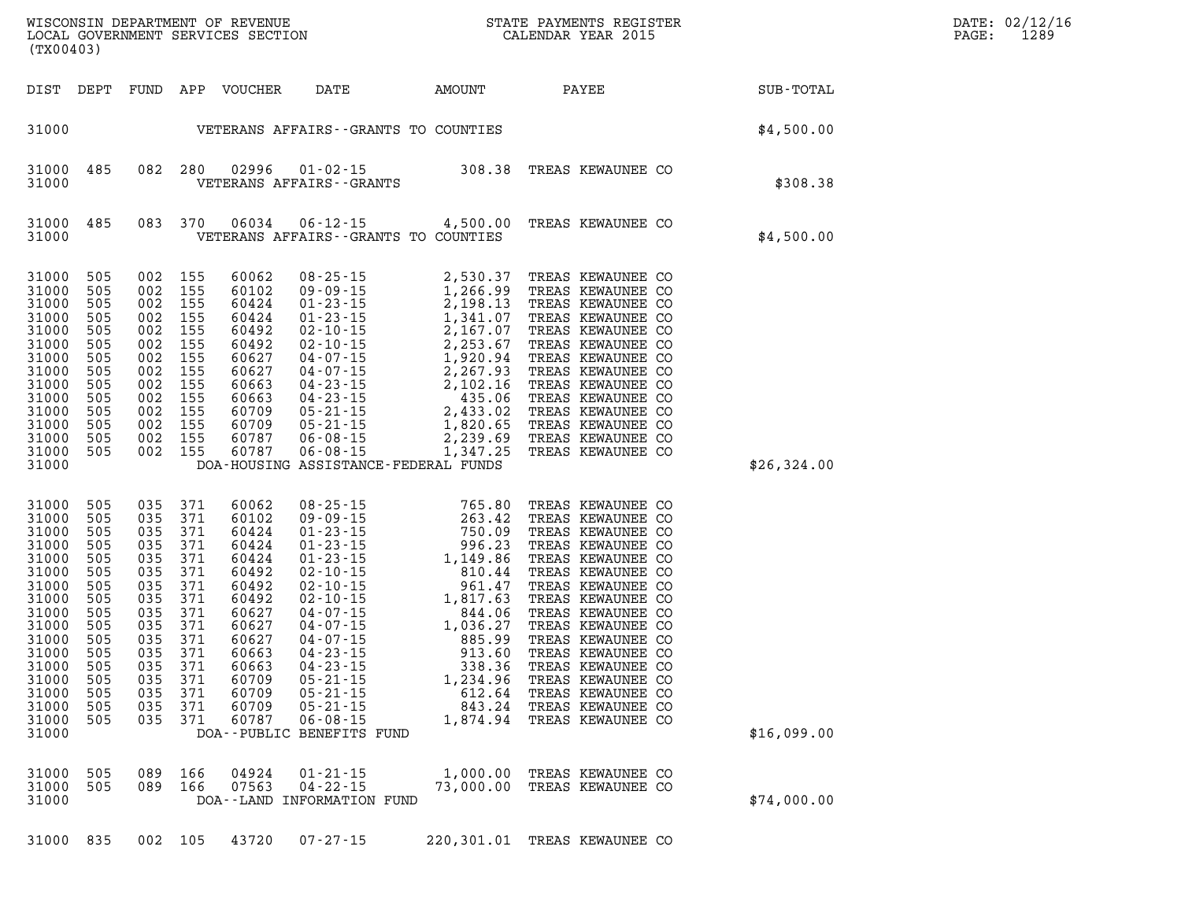WISCONSIN DEPARTMENT OF REVENUE
LOCAL GOVERNMENT SERVICES SECTION
(TX00403)

STATE PAYMENTS REGISTER
CALENDAR YEAR 2015

DATE: 02/12/16

| DIST | DEPT | FUND | APP | VOUCHER | DATE | AMOUNT | PAYEE | SUB-TOTAL |
|---|---|---|---|---|---|---|---|---|
| 31000 | | | | | VETERANS AFFAIRS--GRANTS TO COUNTIES | | | $4,500.00 |
| 31000 | 485 | 082 | 280 | 02996 | 01-02-15 | 308.38 | TREAS KEWAUNEE CO | |
| 31000 | | | | | VETERANS AFFAIRS--GRANTS | | | $308.38 |
| 31000 | 485 | 083 | 370 | 06034 | 06-12-15 | 4,500.00 | TREAS KEWAUNEE CO | |
| 31000 | | | | | VETERANS AFFAIRS--GRANTS TO COUNTIES | | | $4,500.00 |
| 31000 | 505 | 002 | 155 | 60062 | 08-25-15 | 2,530.37 | TREAS KEWAUNEE CO | |
| 31000 | 505 | 002 | 155 | 60102 | 09-09-15 | 1,266.99 | TREAS KEWAUNEE CO | |
| 31000 | 505 | 002 | 155 | 60424 | 01-23-15 | 2,198.13 | TREAS KEWAUNEE CO | |
| 31000 | 505 | 002 | 155 | 60424 | 01-23-15 | 1,341.07 | TREAS KEWAUNEE CO | |
| 31000 | 505 | 002 | 155 | 60492 | 02-10-15 | 2,167.07 | TREAS KEWAUNEE CO | |
| 31000 | 505 | 002 | 155 | 60492 | 02-10-15 | 2,253.67 | TREAS KEWAUNEE CO | |
| 31000 | 505 | 002 | 155 | 60627 | 04-07-15 | 1,920.94 | TREAS KEWAUNEE CO | |
| 31000 | 505 | 002 | 155 | 60627 | 04-07-15 | 2,267.93 | TREAS KEWAUNEE CO | |
| 31000 | 505 | 002 | 155 | 60663 | 04-23-15 | 2,102.16 | TREAS KEWAUNEE CO | |
| 31000 | 505 | 002 | 155 | 60663 | 04-23-15 | 435.06 | TREAS KEWAUNEE CO | |
| 31000 | 505 | 002 | 155 | 60709 | 05-21-15 | 2,433.02 | TREAS KEWAUNEE CO | |
| 31000 | 505 | 002 | 155 | 60709 | 05-21-15 | 1,820.65 | TREAS KEWAUNEE CO | |
| 31000 | 505 | 002 | 155 | 60787 | 06-08-15 | 2,239.69 | TREAS KEWAUNEE CO | |
| 31000 | 505 | 002 | 155 | 60787 | 06-08-15 | 1,347.25 | TREAS KEWAUNEE CO | |
| 31000 | | | | | DOA-HOUSING ASSISTANCE-FEDERAL FUNDS | | | $26,324.00 |
| 31000 | 505 | 035 | 371 | 60062 | 08-25-15 | 765.80 | TREAS KEWAUNEE CO | |
| 31000 | 505 | 035 | 371 | 60102 | 09-09-15 | 263.42 | TREAS KEWAUNEE CO | |
| 31000 | 505 | 035 | 371 | 60424 | 01-23-15 | 750.09 | TREAS KEWAUNEE CO | |
| 31000 | 505 | 035 | 371 | 60424 | 01-23-15 | 996.23 | TREAS KEWAUNEE CO | |
| 31000 | 505 | 035 | 371 | 60424 | 01-23-15 | 1,149.86 | TREAS KEWAUNEE CO | |
| 31000 | 505 | 035 | 371 | 60492 | 02-10-15 | 810.44 | TREAS KEWAUNEE CO | |
| 31000 | 505 | 035 | 371 | 60492 | 02-10-15 | 961.47 | TREAS KEWAUNEE CO | |
| 31000 | 505 | 035 | 371 | 60492 | 02-10-15 | 1,817.63 | TREAS KEWAUNEE CO | |
| 31000 | 505 | 035 | 371 | 60627 | 04-07-15 | 844.06 | TREAS KEWAUNEE CO | |
| 31000 | 505 | 035 | 371 | 60627 | 04-07-15 | 1,036.27 | TREAS KEWAUNEE CO | |
| 31000 | 505 | 035 | 371 | 60627 | 04-07-15 | 885.99 | TREAS KEWAUNEE CO | |
| 31000 | 505 | 035 | 371 | 60663 | 04-23-15 | 913.60 | TREAS KEWAUNEE CO | |
| 31000 | 505 | 035 | 371 | 60663 | 04-23-15 | 338.36 | TREAS KEWAUNEE CO | |
| 31000 | 505 | 035 | 371 | 60709 | 05-21-15 | 1,234.96 | TREAS KEWAUNEE CO | |
| 31000 | 505 | 035 | 371 | 60709 | 05-21-15 | 612.64 | TREAS KEWAUNEE CO | |
| 31000 | 505 | 035 | 371 | 60709 | 05-21-15 | 843.24 | TREAS KEWAUNEE CO | |
| 31000 | 505 | 035 | 371 | 60787 | 06-08-15 | 1,874.94 | TREAS KEWAUNEE CO | |
| 31000 | | | | | DOA--PUBLIC BENEFITS FUND | | | $16,099.00 |
| 31000 | 505 | 089 | 166 | 04924 | 01-21-15 | 1,000.00 | TREAS KEWAUNEE CO | |
| 31000 | 505 | 089 | 166 | 07563 | 04-22-15 | 73,000.00 | TREAS KEWAUNEE CO | |
| 31000 | | | | | DOA--LAND INFORMATION FUND | | | $74,000.00 |
| 31000 | 835 | 002 | 105 | 43720 | 07-27-15 | 220,301.01 | TREAS KEWAUNEE CO | |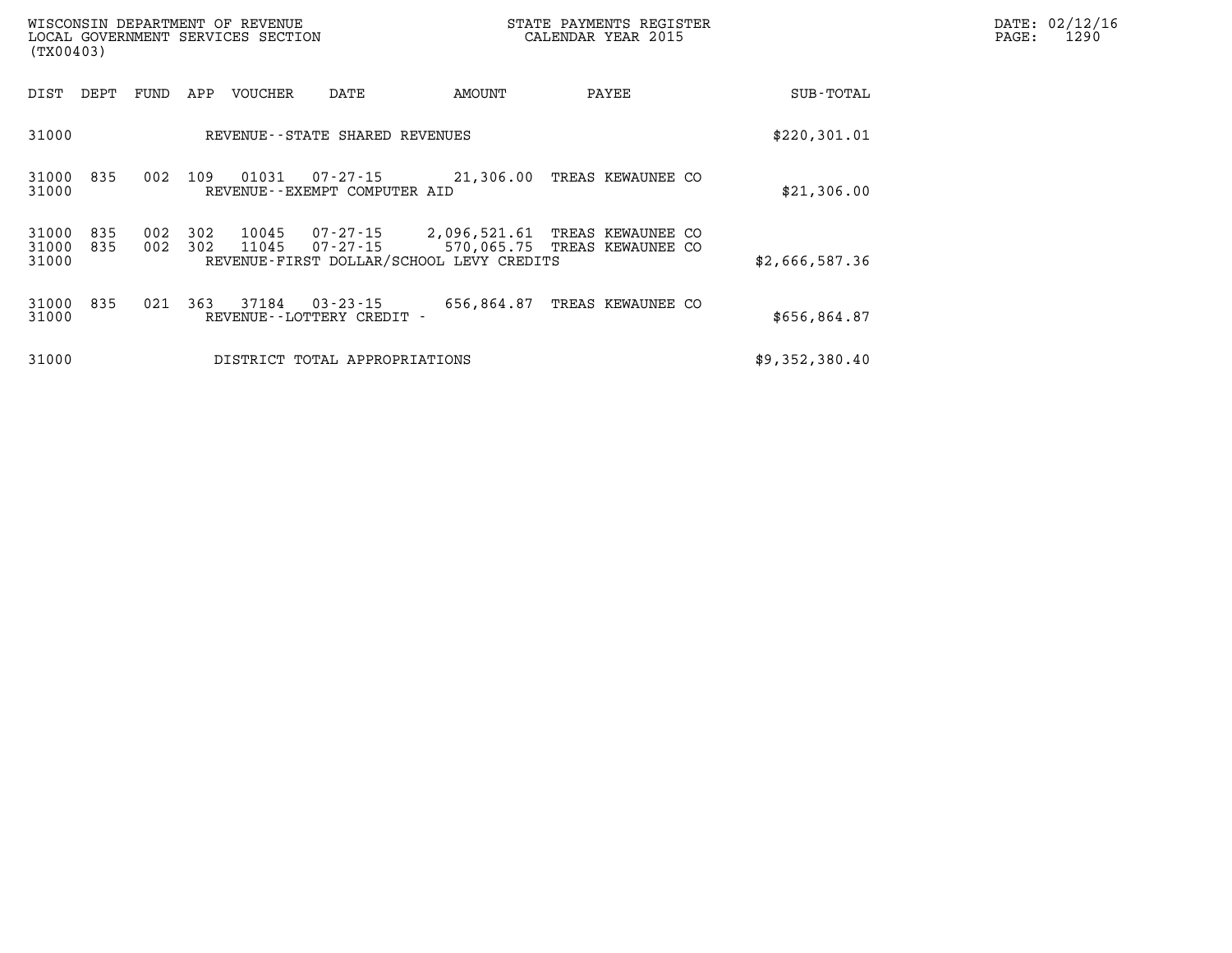| DIST | DEPT | FUND | APP | VOUCHER | DATE | AMOUNT | PAYEE | SUB-TOTAL |
|---|---|---|---|---|---|---|---|---|
| 31000 | | | | REVENUE--STATE SHARED REVENUES | | | | $220,301.01 |
| 31000 | 835 | 002 | 109 | 01031 | 07-27-15 | 21,306.00 | TREAS KEWAUNEE CO | |
| 31000 | | | | REVENUE--EXEMPT COMPUTER AID | | | | $21,306.00 |
| 31000 | 835 | 002 | 302 | 10045 | 07-27-15 | 2,096,521.61 | TREAS KEWAUNEE CO | |
| 31000 | 835 | 002 | 302 | 11045 | 07-27-15 | 570,065.75 | TREAS KEWAUNEE CO | |
| 31000 | | | | REVENUE-FIRST DOLLAR/SCHOOL LEVY CREDITS | | | | $2,666,587.36 |
| 31000 | 835 | 021 | 363 | 37184 | 03-23-15 | 656,864.87 | TREAS KEWAUNEE CO | |
| 31000 | | | | REVENUE--LOTTERY CREDIT - | | | | $656,864.87 |
| 31000 | | | | DISTRICT TOTAL APPROPRIATIONS | | | | $9,352,380.40 |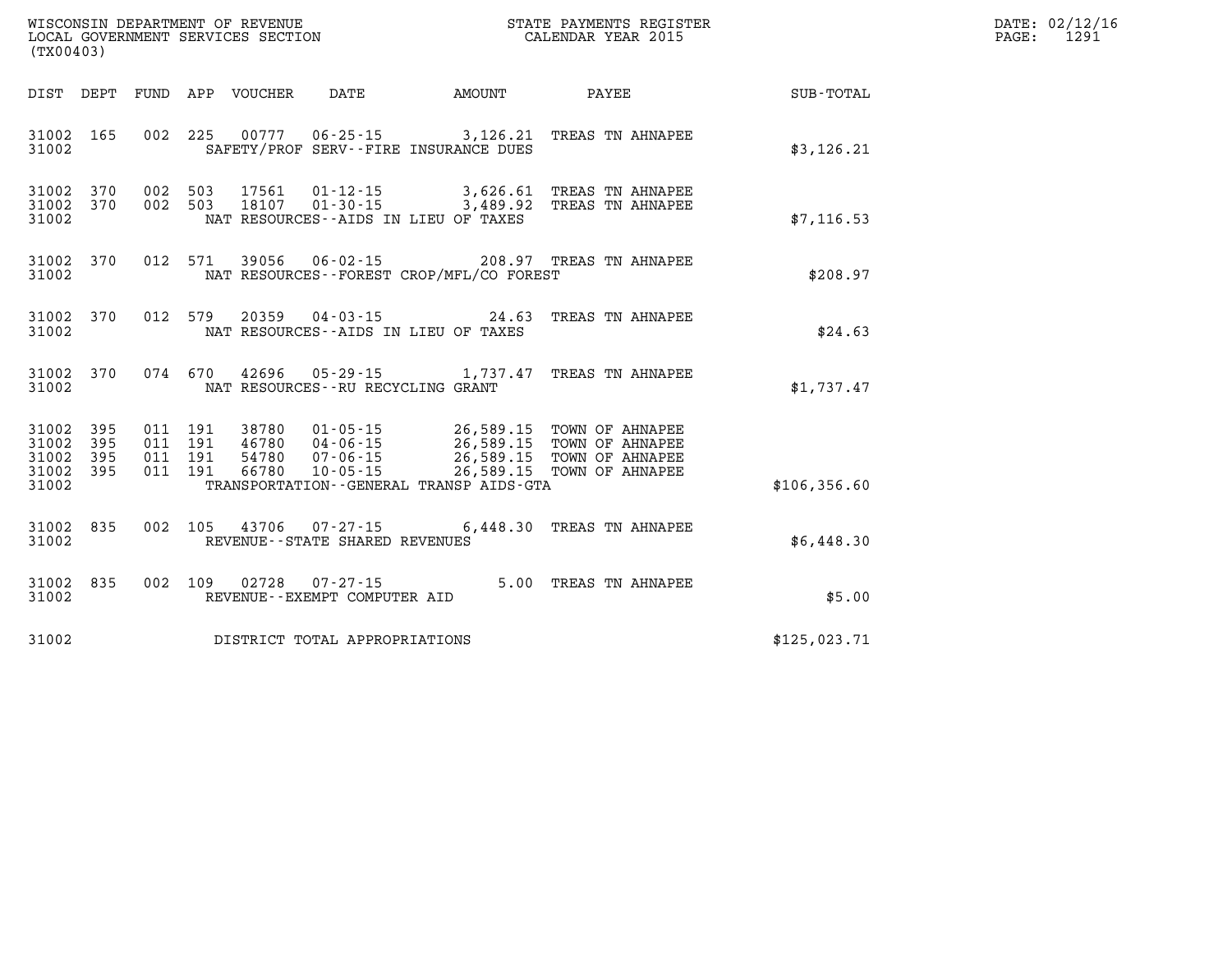WISCONSIN DEPARTMENT OF REVENUE
LOCAL GOVERNMENT SERVICES SECTION
(TX00403)

STATE PAYMENTS REGISTER
CALENDAR YEAR 2015

DATE: 02/12/16
PAGE: 1291

| DIST | DEPT | FUND | APP | VOUCHER | DATE | AMOUNT | PAYEE | SUB-TOTAL |
|---|---|---|---|---|---|---|---|---|
| 31002 | 165 | 002 | 225 | 00777 | 06-25-15 | 3,126.21 | TREAS TN AHNAPEE | |
| 31002 | | | | | SAFETY/PROF SERV--FIRE INSURANCE DUES | | | $3,126.21 |
| 31002 | 370 | 002 | 503 | 17561 | 01-12-15 | 3,626.61 | TREAS TN AHNAPEE | |
| 31002 | 370 | 002 | 503 | 18107 | 01-30-15 | 3,489.92 | TREAS TN AHNAPEE | |
| 31002 | | | | | NAT RESOURCES--AIDS IN LIEU OF TAXES | | | $7,116.53 |
| 31002 | 370 | 012 | 571 | 39056 | 06-02-15 | 208.97 | TREAS TN AHNAPEE | |
| 31002 | | | | | NAT RESOURCES--FOREST CROP/MFL/CO FOREST | | | $208.97 |
| 31002 | 370 | 012 | 579 | 20359 | 04-03-15 | 24.63 | TREAS TN AHNAPEE | |
| 31002 | | | | | NAT RESOURCES--AIDS IN LIEU OF TAXES | | | $24.63 |
| 31002 | 370 | 074 | 670 | 42696 | 05-29-15 | 1,737.47 | TREAS TN AHNAPEE | |
| 31002 | | | | | NAT RESOURCES--RU RECYCLING GRANT | | | $1,737.47 |
| 31002 | 395 | 011 | 191 | 38780 | 01-05-15 | 26,589.15 | TOWN OF AHNAPEE | |
| 31002 | 395 | 011 | 191 | 46780 | 04-06-15 | 26,589.15 | TOWN OF AHNAPEE | |
| 31002 | 395 | 011 | 191 | 54780 | 07-06-15 | 26,589.15 | TOWN OF AHNAPEE | |
| 31002 | 395 | 011 | 191 | 66780 | 10-05-15 | 26,589.15 | TOWN OF AHNAPEE | |
| 31002 | | | | | TRANSPORTATION--GENERAL TRANSP AIDS-GTA | | | $106,356.60 |
| 31002 | 835 | 002 | 105 | 43706 | 07-27-15 | 6,448.30 | TREAS TN AHNAPEE | |
| 31002 | | | | | REVENUE--STATE SHARED REVENUES | | | $6,448.30 |
| 31002 | 835 | 002 | 109 | 02728 | 07-27-15 | 5.00 | TREAS TN AHNAPEE | |
| 31002 | | | | | REVENUE--EXEMPT COMPUTER AID | | | $5.00 |
| 31002 | | | | | DISTRICT TOTAL APPROPRIATIONS | | | $125,023.71 |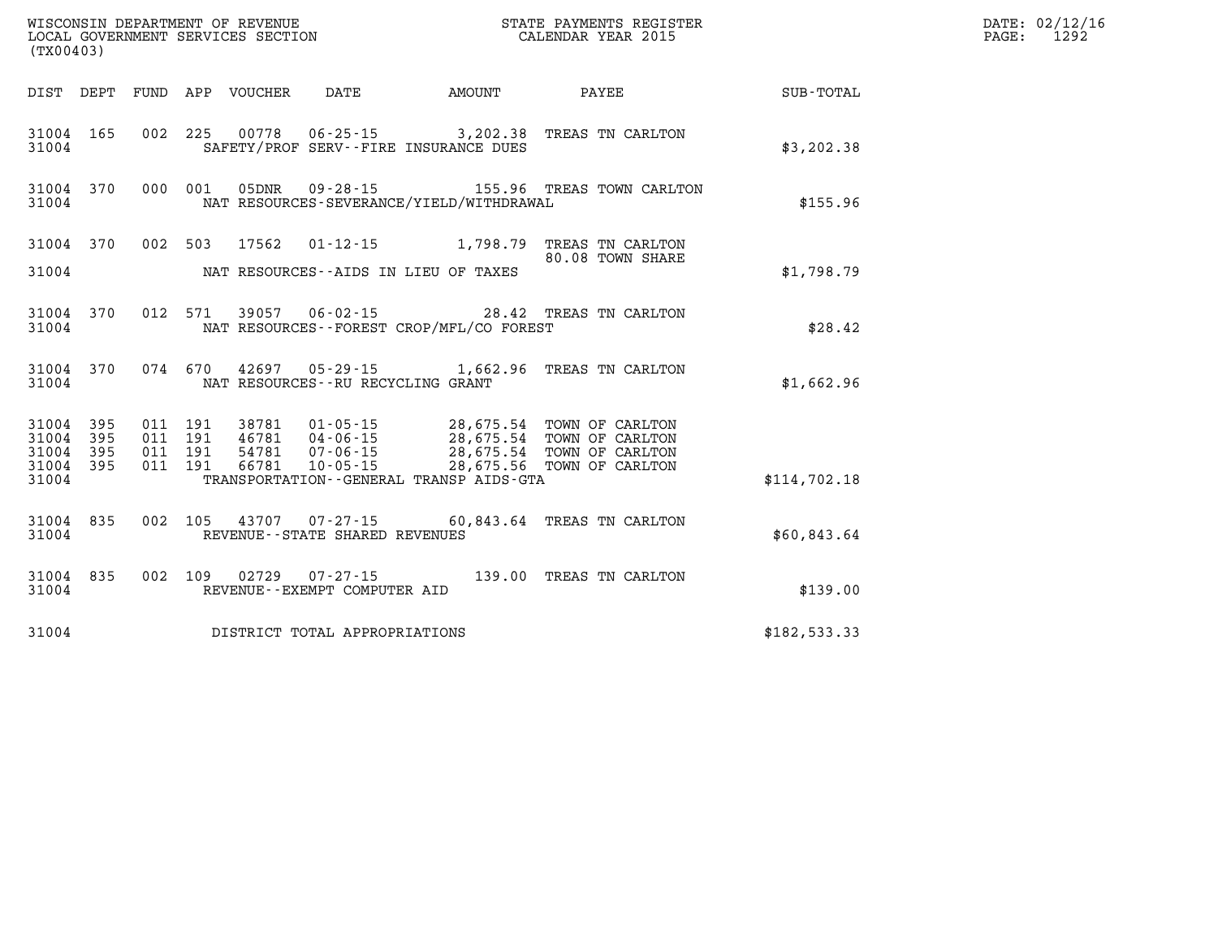WISCONSIN DEPARTMENT OF REVENUE
LOCAL GOVERNMENT SERVICES SECTION
(TX00403)

STATE PAYMENTS REGISTER
CALENDAR YEAR 2015

DATE: 02/12/16
PAGE: 1292

| DIST | DEPT | FUND | APP | VOUCHER | DATE | AMOUNT | PAYEE | SUB-TOTAL |
|---|---|---|---|---|---|---|---|---|
| 31004 | 165 | 002 | 225 | 00778 | 06-25-15 | 3,202.38 | TREAS TN CARLTON | |
| 31004 | | | | | SAFETY/PROF SERV--FIRE INSURANCE DUES | | | $3,202.38 |
| 31004 | 370 | 000 | 001 | 05DNR | 09-28-15 | 155.96 | TREAS TOWN CARLTON | |
| 31004 | | | | | NAT RESOURCES-SEVERANCE/YIELD/WITHDRAWAL | | | $155.96 |
| 31004 | 370 | 002 | 503 | 17562 | 01-12-15 | 1,798.79 | TREAS TN CARLTON | |
| | | | | | | | 80.08 TOWN SHARE | |
| 31004 | | | | | NAT RESOURCES--AIDS IN LIEU OF TAXES | | | $1,798.79 |
| 31004 | 370 | 012 | 571 | 39057 | 06-02-15 | 28.42 | TREAS TN CARLTON | |
| 31004 | | | | | NAT RESOURCES--FOREST CROP/MFL/CO FOREST | | | $28.42 |
| 31004 | 370 | 074 | 670 | 42697 | 05-29-15 | 1,662.96 | TREAS TN CARLTON | |
| 31004 | | | | | NAT RESOURCES--RU RECYCLING GRANT | | | $1,662.96 |
| 31004 | 395 | 011 | 191 | 38781 | 01-05-15 | 28,675.54 | TOWN OF CARLTON | |
| 31004 | 395 | 011 | 191 | 46781 | 04-06-15 | 28,675.54 | TOWN OF CARLTON | |
| 31004 | 395 | 011 | 191 | 54781 | 07-06-15 | 28,675.54 | TOWN OF CARLTON | |
| 31004 | 395 | 011 | 191 | 66781 | 10-05-15 | 28,675.56 | TOWN OF CARLTON | |
| 31004 | | | | | TRANSPORTATION--GENERAL TRANSP AIDS-GTA | | | $114,702.18 |
| 31004 | 835 | 002 | 105 | 43707 | 07-27-15 | 60,843.64 | TREAS TN CARLTON | |
| 31004 | | | | | REVENUE--STATE SHARED REVENUES | | | $60,843.64 |
| 31004 | 835 | 002 | 109 | 02729 | 07-27-15 | 139.00 | TREAS TN CARLTON | |
| 31004 | | | | | REVENUE--EXEMPT COMPUTER AID | | | $139.00 |
| 31004 | | | | | DISTRICT TOTAL APPROPRIATIONS | | | $182,533.33 |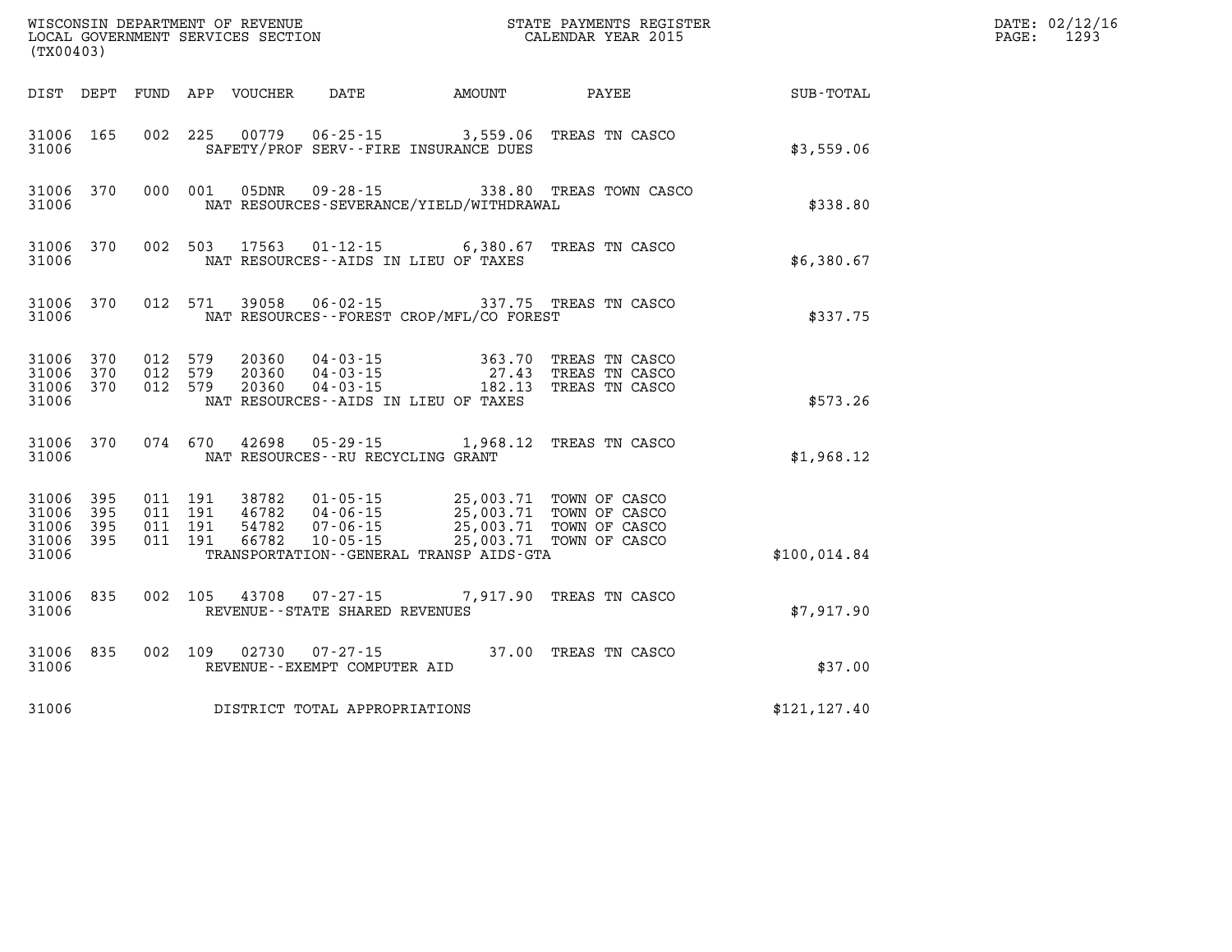WISCONSIN DEPARTMENT OF REVENUE
LOCAL GOVERNMENT SERVICES SECTION
(TX00403)

STATE PAYMENTS REGISTER
CALENDAR YEAR 2015

DATE: 02/12/16
PAGE: 1293

| DIST | DEPT | FUND | APP | VOUCHER | DATE | AMOUNT | PAYEE | SUB-TOTAL |
|---|---|---|---|---|---|---|---|---|
| 31006 | 165 | 002 | 225 | 00779 | 06-25-15 | 3,559.06 | TREAS TN CASCO | |
| 31006 | | | | | SAFETY/PROF SERV--FIRE INSURANCE DUES | | | $3,559.06 |
| 31006 | 370 | 000 | 001 | 05DNR | 09-28-15 | 338.80 | TREAS TOWN CASCO | |
| 31006 | | | | | NAT RESOURCES-SEVERANCE/YIELD/WITHDRAWAL | | | $338.80 |
| 31006 | 370 | 002 | 503 | 17563 | 01-12-15 | 6,380.67 | TREAS TN CASCO | |
| 31006 | | | | | NAT RESOURCES--AIDS IN LIEU OF TAXES | | | $6,380.67 |
| 31006 | 370 | 012 | 571 | 39058 | 06-02-15 | 337.75 | TREAS TN CASCO | |
| 31006 | | | | | NAT RESOURCES--FOREST CROP/MFL/CO FOREST | | | $337.75 |
| 31006 | 370 | 012 | 579 | 20360 | 04-03-15 | 363.70 | TREAS TN CASCO | |
| 31006 | 370 | 012 | 579 | 20360 | 04-03-15 | 27.43 | TREAS TN CASCO | |
| 31006 | 370 | 012 | 579 | 20360 | 04-03-15 | 182.13 | TREAS TN CASCO | |
| 31006 | | | | | NAT RESOURCES--AIDS IN LIEU OF TAXES | | | $573.26 |
| 31006 | 370 | 074 | 670 | 42698 | 05-29-15 | 1,968.12 | TREAS TN CASCO | |
| 31006 | | | | | NAT RESOURCES--RU RECYCLING GRANT | | | $1,968.12 |
| 31006 | 395 | 011 | 191 | 38782 | 01-05-15 | 25,003.71 | TOWN OF CASCO | |
| 31006 | 395 | 011 | 191 | 46782 | 04-06-15 | 25,003.71 | TOWN OF CASCO | |
| 31006 | 395 | 011 | 191 | 54782 | 07-06-15 | 25,003.71 | TOWN OF CASCO | |
| 31006 | 395 | 011 | 191 | 66782 | 10-05-15 | 25,003.71 | TOWN OF CASCO | |
| 31006 | | | | | TRANSPORTATION--GENERAL TRANSP AIDS-GTA | | | $100,014.84 |
| 31006 | 835 | 002 | 105 | 43708 | 07-27-15 | 7,917.90 | TREAS TN CASCO | |
| 31006 | | | | | REVENUE--STATE SHARED REVENUES | | | $7,917.90 |
| 31006 | 835 | 002 | 109 | 02730 | 07-27-15 | 37.00 | TREAS TN CASCO | |
| 31006 | | | | | REVENUE--EXEMPT COMPUTER AID | | | $37.00 |
| 31006 | | | | | DISTRICT TOTAL APPROPRIATIONS | | | $121,127.40 |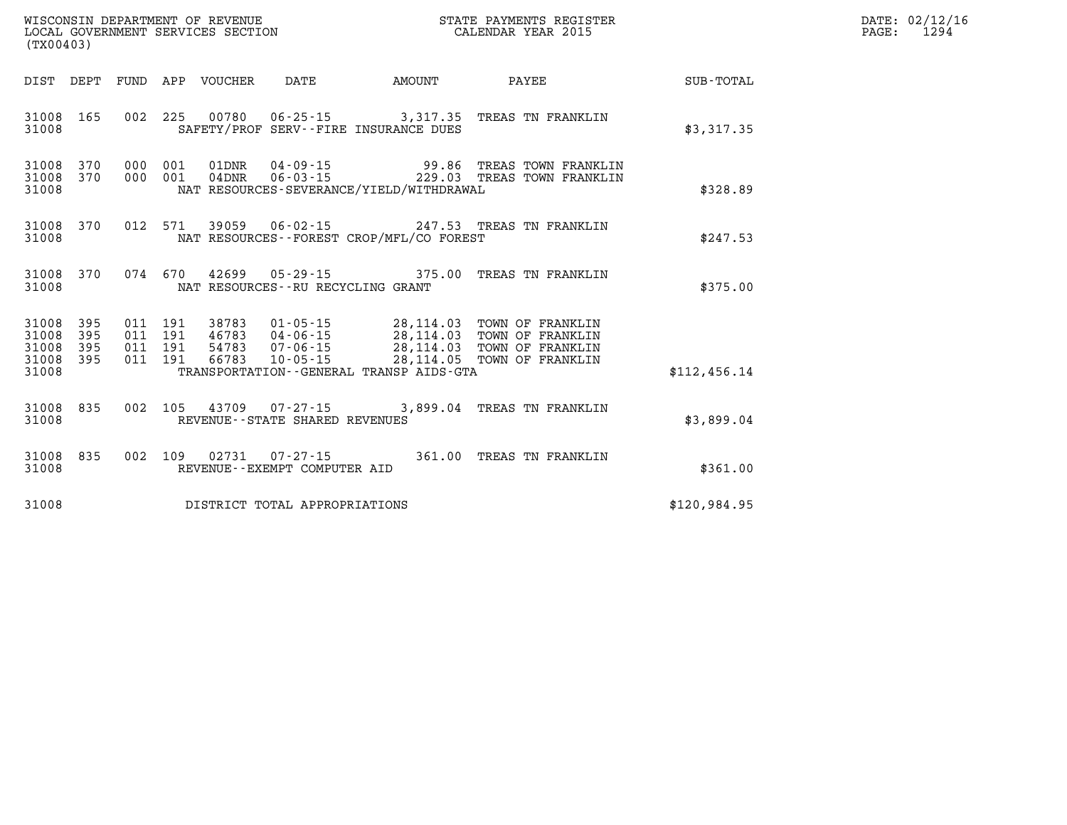WISCONSIN DEPARTMENT OF REVENUE
LOCAL GOVERNMENT SERVICES SECTION
(TX00403)

STATE PAYMENTS REGISTER
CALENDAR YEAR 2015

DATE: 02/12/16
PAGE: 1294

| DIST | DEPT | FUND | APP | VOUCHER | DATE | AMOUNT | PAYEE | SUB-TOTAL |
|---|---|---|---|---|---|---|---|---|
| 31008 | 165 | 002 | 225 | 00780 | 06-25-15 | 3,317.35 | TREAS TN FRANKLIN | |
| 31008 | | | | SAFETY/PROF SERV--FIRE INSURANCE DUES | | | | $3,317.35 |
| 31008 | 370 | 000 | 001 | 01DNR | 04-09-15 | 99.86 | TREAS TOWN FRANKLIN | |
| 31008 | 370 | 000 | 001 | 04DNR | 06-03-15 | 229.03 | TREAS TOWN FRANKLIN | |
| 31008 | | | | NAT RESOURCES-SEVERANCE/YIELD/WITHDRAWAL | | | | $328.89 |
| 31008 | 370 | 012 | 571 | 39059 | 06-02-15 | 247.53 | TREAS TN FRANKLIN | |
| 31008 | | | | NAT RESOURCES--FOREST CROP/MFL/CO FOREST | | | | $247.53 |
| 31008 | 370 | 074 | 670 | 42699 | 05-29-15 | 375.00 | TREAS TN FRANKLIN | |
| 31008 | | | | NAT RESOURCES--RU RECYCLING GRANT | | | | $375.00 |
| 31008 | 395 | 011 | 191 | 38783 | 01-05-15 | 28,114.03 | TOWN OF FRANKLIN | |
| 31008 | 395 | 011 | 191 | 46783 | 04-06-15 | 28,114.03 | TOWN OF FRANKLIN | |
| 31008 | 395 | 011 | 191 | 54783 | 07-06-15 | 28,114.03 | TOWN OF FRANKLIN | |
| 31008 | 395 | 011 | 191 | 66783 | 10-05-15 | 28,114.05 | TOWN OF FRANKLIN | |
| 31008 | | | | TRANSPORTATION--GENERAL TRANSP AIDS-GTA | | | | $112,456.14 |
| 31008 | 835 | 002 | 105 | 43709 | 07-27-15 | 3,899.04 | TREAS TN FRANKLIN | |
| 31008 | | | | REVENUE--STATE SHARED REVENUES | | | | $3,899.04 |
| 31008 | 835 | 002 | 109 | 02731 | 07-27-15 | 361.00 | TREAS TN FRANKLIN | |
| 31008 | | | | REVENUE--EXEMPT COMPUTER AID | | | | $361.00 |
| 31008 | | | | DISTRICT TOTAL APPROPRIATIONS | | | | $120,984.95 |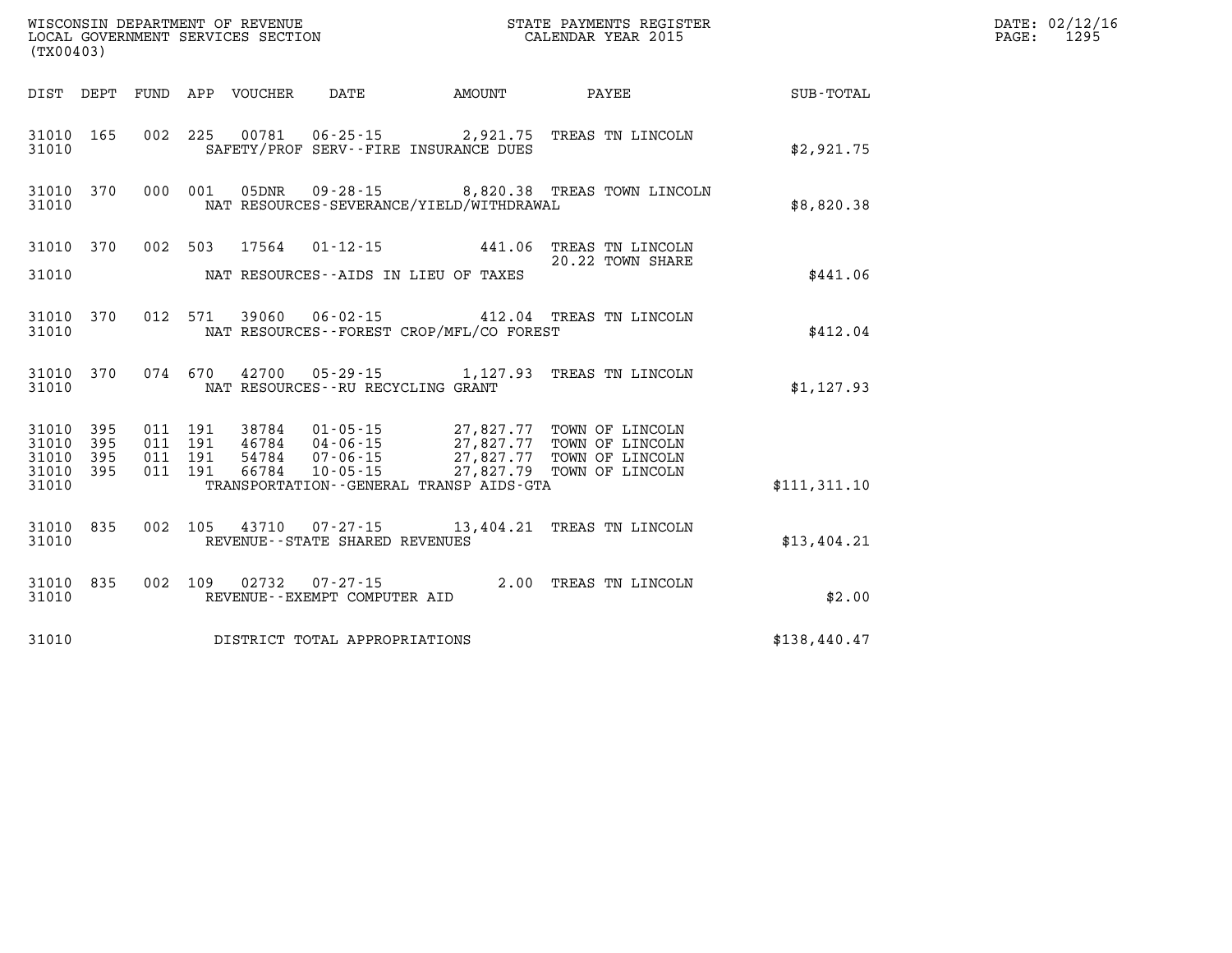WISCONSIN DEPARTMENT OF REVENUE
LOCAL GOVERNMENT SERVICES SECTION
(TX00403)

STATE PAYMENTS REGISTER
CALENDAR YEAR 2015

DATE: 02/12/16

| DIST | DEPT | FUND | APP | VOUCHER | DATE | AMOUNT | PAYEE | SUB-TOTAL |
|---|---|---|---|---|---|---|---|---|
| 31010 | 165 | 002 | 225 | 00781 | 06-25-15 | 2,921.75 | TREAS TN LINCOLN | |
| 31010 | | | | SAFETY/PROF SERV--FIRE INSURANCE DUES | | | | $2,921.75 |
| 31010 | 370 | 000 | 001 | 05DNR | 09-28-15 | 8,820.38 | TREAS TOWN LINCOLN | |
| 31010 | | | | NAT RESOURCES-SEVERANCE/YIELD/WITHDRAWAL | | | | $8,820.38 |
| 31010 | 370 | 002 | 503 | 17564 | 01-12-15 | 441.06 | TREAS TN LINCOLN | |
| | | | | | | | 20.22 TOWN SHARE | |
| 31010 | | | | NAT RESOURCES--AIDS IN LIEU OF TAXES | | | | $441.06 |
| 31010 | 370 | 012 | 571 | 39060 | 06-02-15 | 412.04 | TREAS TN LINCOLN | |
| 31010 | | | | NAT RESOURCES--FOREST CROP/MFL/CO FOREST | | | | $412.04 |
| 31010 | 370 | 074 | 670 | 42700 | 05-29-15 | 1,127.93 | TREAS TN LINCOLN | |
| 31010 | | | | NAT RESOURCES--RU RECYCLING GRANT | | | | $1,127.93 |
| 31010 | 395 | 011 | 191 | 38784 | 01-05-15 | 27,827.77 | TOWN OF LINCOLN | |
| 31010 | 395 | 011 | 191 | 46784 | 04-06-15 | 27,827.77 | TOWN OF LINCOLN | |
| 31010 | 395 | 011 | 191 | 54784 | 07-06-15 | 27,827.77 | TOWN OF LINCOLN | |
| 31010 | 395 | 011 | 191 | 66784 | 10-05-15 | 27,827.79 | TOWN OF LINCOLN | |
| 31010 | | | | TRANSPORTATION--GENERAL TRANSP AIDS-GTA | | | | $111,311.10 |
| 31010 | 835 | 002 | 105 | 43710 | 07-27-15 | 13,404.21 | TREAS TN LINCOLN | |
| 31010 | | | | REVENUE--STATE SHARED REVENUES | | | | $13,404.21 |
| 31010 | 835 | 002 | 109 | 02732 | 07-27-15 | 2.00 | TREAS TN LINCOLN | |
| 31010 | | | | REVENUE--EXEMPT COMPUTER AID | | | | $2.00 |
| 31010 | | | | DISTRICT TOTAL APPROPRIATIONS | | | | $138,440.47 |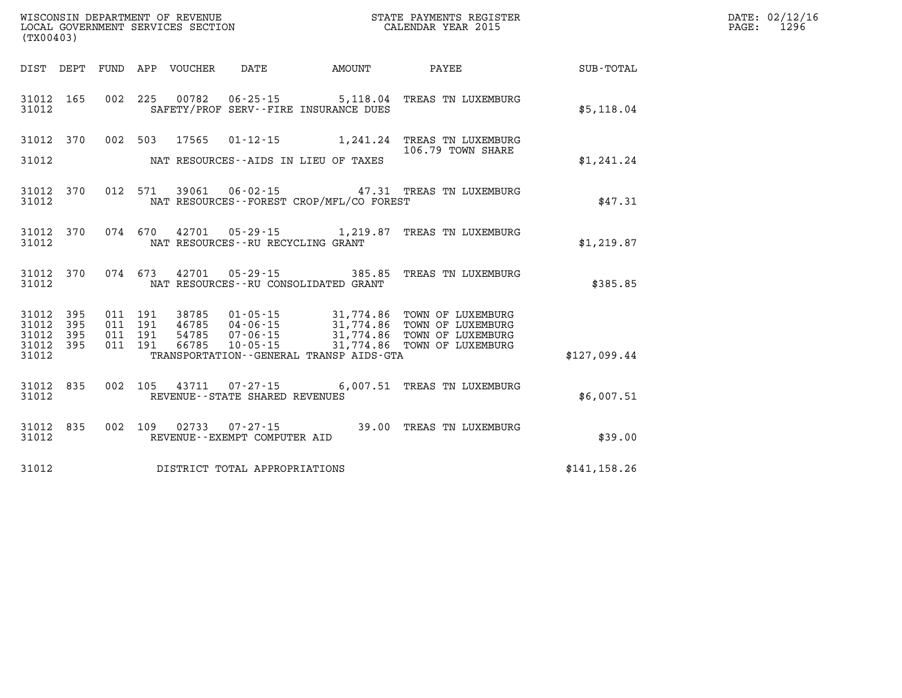WISCONSIN DEPARTMENT OF REVENUE
LOCAL GOVERNMENT SERVICES SECTION
(TX00403)

STATE PAYMENTS REGISTER
CALENDAR YEAR 2015

DATE: 02/12/16
PAGE: 1296

| DIST | DEPT | FUND | APP | VOUCHER | DATE | AMOUNT | PAYEE | SUB-TOTAL |
|---|---|---|---|---|---|---|---|---|
| 31012 | 165 | 002 | 225 | 00782 | 06-25-15 | 5,118.04 | TREAS TN LUXEMBURG | |
| 31012 | | | | | SAFETY/PROF SERV--FIRE INSURANCE DUES | | | $5,118.04 |
| 31012 | 370 | 002 | 503 | 17565 | 01-12-15 | 1,241.24 | TREAS TN LUXEMBURG 106.79 TOWN SHARE | |
| 31012 | | | | | NAT RESOURCES--AIDS IN LIEU OF TAXES | | | $1,241.24 |
| 31012 | 370 | 012 | 571 | 39061 | 06-02-15 | 47.31 | TREAS TN LUXEMBURG | |
| 31012 | | | | | NAT RESOURCES--FOREST CROP/MFL/CO FOREST | | | $47.31 |
| 31012 | 370 | 074 | 670 | 42701 | 05-29-15 | 1,219.87 | TREAS TN LUXEMBURG | |
| 31012 | | | | | NAT RESOURCES--RU RECYCLING GRANT | | | $1,219.87 |
| 31012 | 370 | 074 | 673 | 42701 | 05-29-15 | 385.85 | TREAS TN LUXEMBURG | |
| 31012 | | | | | NAT RESOURCES--RU CONSOLIDATED GRANT | | | $385.85 |
| 31012 | 395 | 011 | 191 | 38785 | 01-05-15 | 31,774.86 | TOWN OF LUXEMBURG | |
| 31012 | 395 | 011 | 191 | 46785 | 04-06-15 | 31,774.86 | TOWN OF LUXEMBURG | |
| 31012 | 395 | 011 | 191 | 54785 | 07-06-15 | 31,774.86 | TOWN OF LUXEMBURG | |
| 31012 | 395 | 011 | 191 | 66785 | 10-05-15 | 31,774.86 | TOWN OF LUXEMBURG | |
| 31012 | | | | | TRANSPORTATION--GENERAL TRANSP AIDS-GTA | | | $127,099.44 |
| 31012 | 835 | 002 | 105 | 43711 | 07-27-15 | 6,007.51 | TREAS TN LUXEMBURG | |
| 31012 | | | | | REVENUE--STATE SHARED REVENUES | | | $6,007.51 |
| 31012 | 835 | 002 | 109 | 02733 | 07-27-15 | 39.00 | TREAS TN LUXEMBURG | |
| 31012 | | | | | REVENUE--EXEMPT COMPUTER AID | | | $39.00 |
| 31012 | | | | | DISTRICT TOTAL APPROPRIATIONS | | | $141,158.26 |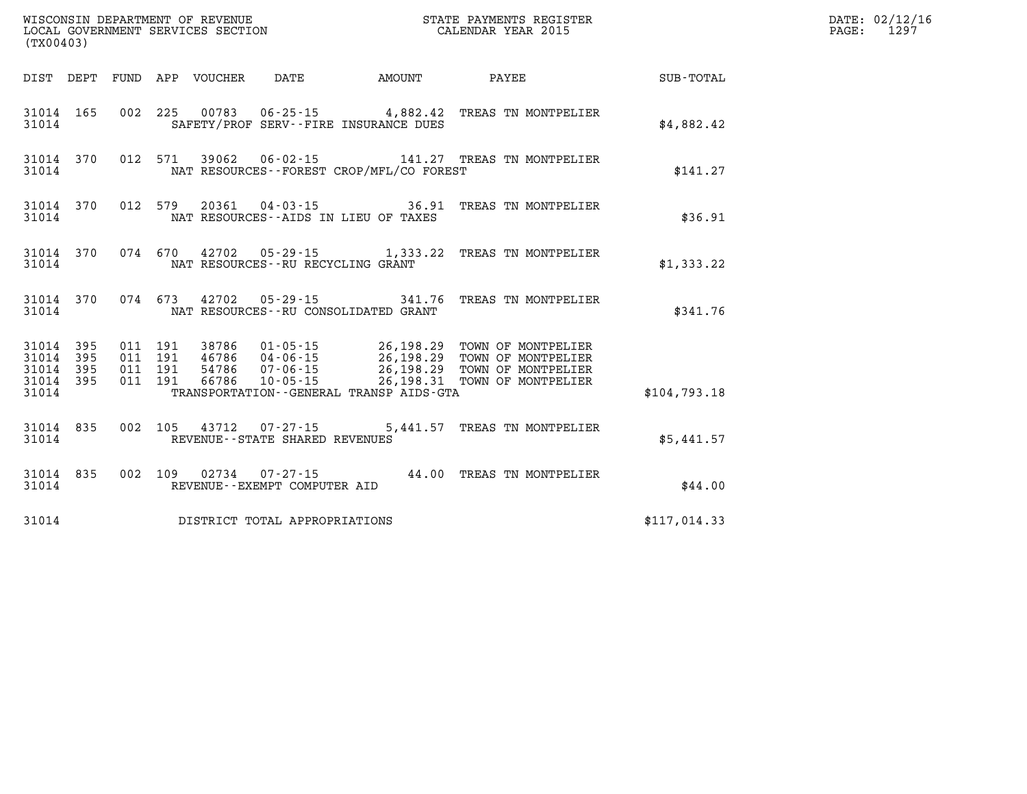WISCONSIN DEPARTMENT OF REVENUE
LOCAL GOVERNMENT SERVICES SECTION
(TX00403)

STATE PAYMENTS REGISTER
CALENDAR YEAR 2015

DATE: 02/12/16
PAGE: 1297

| DIST | DEPT | FUND | APP | VOUCHER | DATE | AMOUNT | PAYEE | SUB-TOTAL |
|---|---|---|---|---|---|---|---|---|
| 31014 | 165 | 002 | 225 | 00783 | 06-25-15 | 4,882.42 | TREAS TN MONTPELIER | |
| 31014 | | | | | SAFETY/PROF SERV--FIRE INSURANCE DUES | | | $4,882.42 |
| 31014 | 370 | 012 | 571 | 39062 | 06-02-15 | 141.27 | TREAS TN MONTPELIER | |
| 31014 | | | | | NAT RESOURCES--FOREST CROP/MFL/CO FOREST | | | $141.27 |
| 31014 | 370 | 012 | 579 | 20361 | 04-03-15 | 36.91 | TREAS TN MONTPELIER | |
| 31014 | | | | | NAT RESOURCES--AIDS IN LIEU OF TAXES | | | $36.91 |
| 31014 | 370 | 074 | 670 | 42702 | 05-29-15 | 1,333.22 | TREAS TN MONTPELIER | |
| 31014 | | | | | NAT RESOURCES--RU RECYCLING GRANT | | | $1,333.22 |
| 31014 | 370 | 074 | 673 | 42702 | 05-29-15 | 341.76 | TREAS TN MONTPELIER | |
| 31014 | | | | | NAT RESOURCES--RU CONSOLIDATED GRANT | | | $341.76 |
| 31014 | 395 | 011 | 191 | 38786 | 01-05-15 | 26,198.29 | TOWN OF MONTPELIER | |
| 31014 | 395 | 011 | 191 | 46786 | 04-06-15 | 26,198.29 | TOWN OF MONTPELIER | |
| 31014 | 395 | 011 | 191 | 54786 | 07-06-15 | 26,198.29 | TOWN OF MONTPELIER | |
| 31014 | 395 | 011 | 191 | 66786 | 10-05-15 | 26,198.31 | TOWN OF MONTPELIER | |
| 31014 | | | | | TRANSPORTATION--GENERAL TRANSP AIDS-GTA | | | $104,793.18 |
| 31014 | 835 | 002 | 105 | 43712 | 07-27-15 | 5,441.57 | TREAS TN MONTPELIER | |
| 31014 | | | | | REVENUE--STATE SHARED REVENUES | | | $5,441.57 |
| 31014 | 835 | 002 | 109 | 02734 | 07-27-15 | 44.00 | TREAS TN MONTPELIER | |
| 31014 | | | | | REVENUE--EXEMPT COMPUTER AID | | | $44.00 |
| 31014 | | | | | DISTRICT TOTAL APPROPRIATIONS | | | $117,014.33 |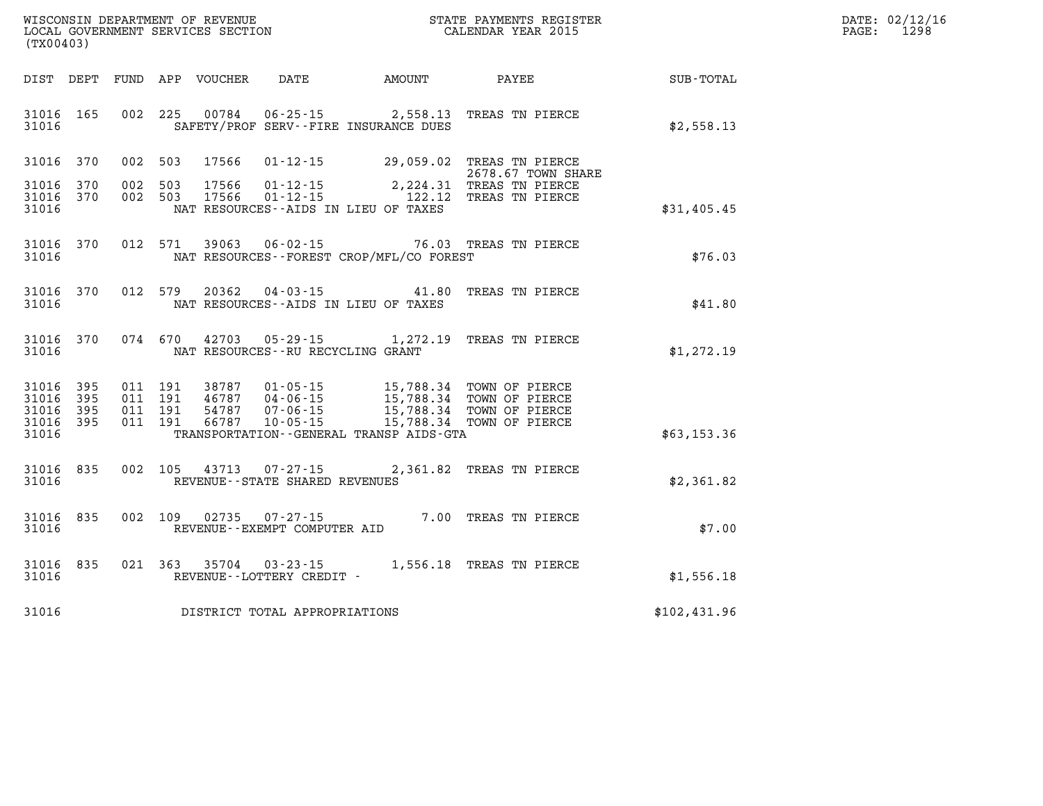WISCONSIN DEPARTMENT OF REVENUE
LOCAL GOVERNMENT SERVICES SECTION
(TX00403)

STATE PAYMENTS REGISTER
CALENDAR YEAR 2015

DATE: 02/12/16
PAGE: 1298

| DIST | DEPT | FUND | APP | VOUCHER | DATE | AMOUNT | PAYEE | SUB-TOTAL |
|---|---|---|---|---|---|---|---|---|
| 31016 | 165 | 002 | 225 | 00784 | 06-25-15 | 2,558.13 | TREAS TN PIERCE | |
| 31016 | | | | | SAFETY/PROF SERV--FIRE INSURANCE DUES | | | $2,558.13 |
| 31016 | 370 | 002 | 503 | 17566 | 01-12-15 | 29,059.02 | TREAS TN PIERCE 2678.67 TOWN SHARE | |
| 31016 | 370 | 002 | 503 | 17566 | 01-12-15 | 2,224.31 | TREAS TN PIERCE | |
| 31016 | 370 | 002 | 503 | 17566 | 01-12-15 | 122.12 | TREAS TN PIERCE | |
| 31016 | | | | | NAT RESOURCES--AIDS IN LIEU OF TAXES | | | $31,405.45 |
| 31016 | 370 | 012 | 571 | 39063 | 06-02-15 | 76.03 | TREAS TN PIERCE | |
| 31016 | | | | | NAT RESOURCES--FOREST CROP/MFL/CO FOREST | | | $76.03 |
| 31016 | 370 | 012 | 579 | 20362 | 04-03-15 | 41.80 | TREAS TN PIERCE | |
| 31016 | | | | | NAT RESOURCES--AIDS IN LIEU OF TAXES | | | $41.80 |
| 31016 | 370 | 074 | 670 | 42703 | 05-29-15 | 1,272.19 | TREAS TN PIERCE | |
| 31016 | | | | | NAT RESOURCES--RU RECYCLING GRANT | | | $1,272.19 |
| 31016 | 395 | 011 | 191 | 38787 | 01-05-15 | 15,788.34 | TOWN OF PIERCE | |
| 31016 | 395 | 011 | 191 | 46787 | 04-06-15 | 15,788.34 | TOWN OF PIERCE | |
| 31016 | 395 | 011 | 191 | 54787 | 07-06-15 | 15,788.34 | TOWN OF PIERCE | |
| 31016 | 395 | 011 | 191 | 66787 | 10-05-15 | 15,788.34 | TOWN OF PIERCE | |
| 31016 | | | | | TRANSPORTATION--GENERAL TRANSP AIDS-GTA | | | $63,153.36 |
| 31016 | 835 | 002 | 105 | 43713 | 07-27-15 | 2,361.82 | TREAS TN PIERCE | |
| 31016 | | | | | REVENUE--STATE SHARED REVENUES | | | $2,361.82 |
| 31016 | 835 | 002 | 109 | 02735 | 07-27-15 | 7.00 | TREAS TN PIERCE | |
| 31016 | | | | | REVENUE--EXEMPT COMPUTER AID | | | $7.00 |
| 31016 | 835 | 021 | 363 | 35704 | 03-23-15 | 1,556.18 | TREAS TN PIERCE | |
| 31016 | | | | | REVENUE--LOTTERY CREDIT - | | | $1,556.18 |
| 31016 | | | | | DISTRICT TOTAL APPROPRIATIONS | | | $102,431.96 |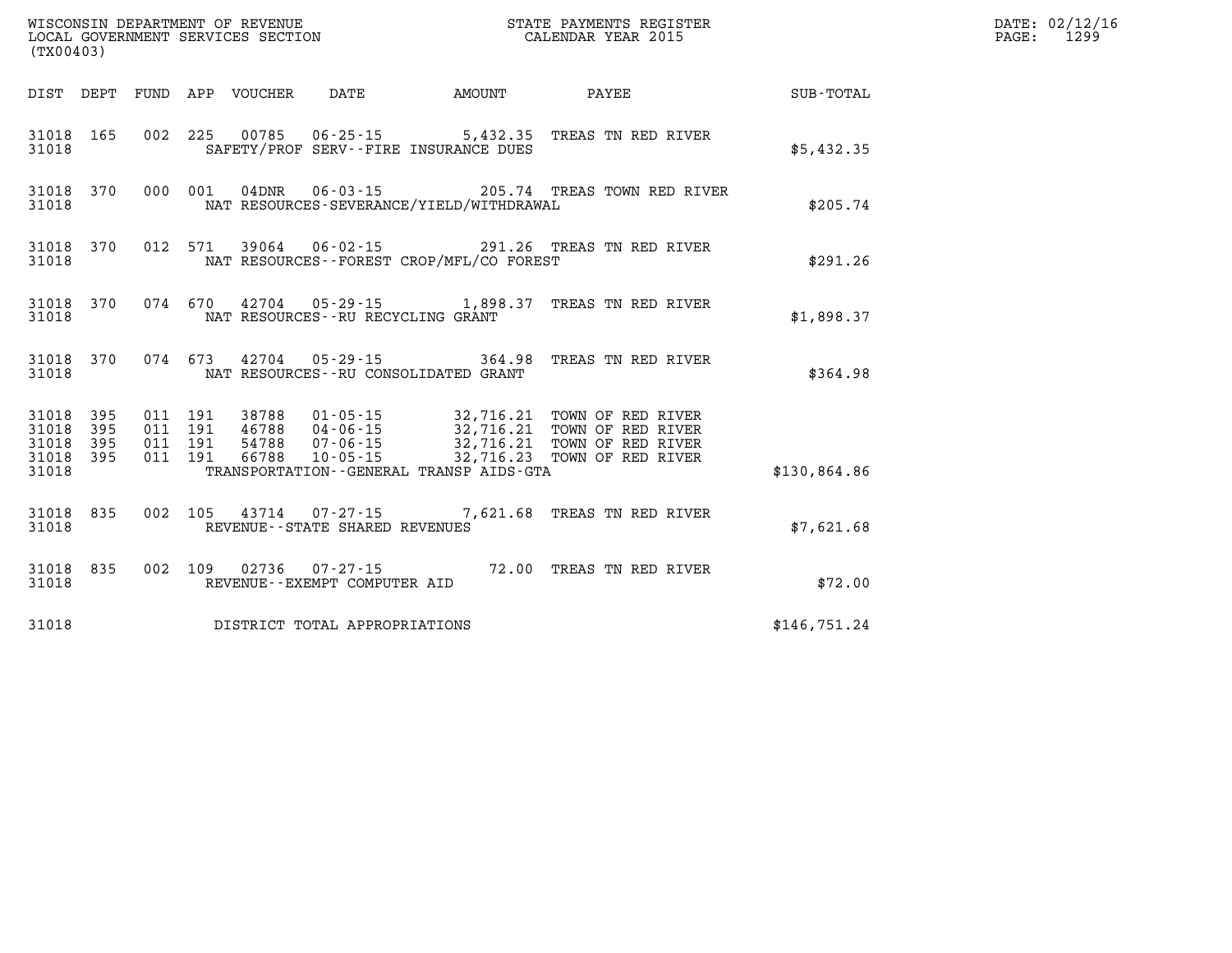WISCONSIN DEPARTMENT OF REVENUE
LOCAL GOVERNMENT SERVICES SECTION
(TX00403)

STATE PAYMENTS REGISTER
CALENDAR YEAR 2015

DATE: 02/12/16
PAGE: 1299

| DIST | DEPT | FUND | APP | VOUCHER | DATE | AMOUNT | PAYEE | SUB-TOTAL |
|---|---|---|---|---|---|---|---|---|
| 31018 | 165 | 002 | 225 | 00785 | 06-25-15 | 5,432.35 | TREAS TN RED RIVER | |
| 31018 | | | | SAFETY/PROF SERV--FIRE INSURANCE DUES | | | | $5,432.35 |
| 31018 | 370 | 000 | 001 | 04DNR | 06-03-15 | 205.74 | TREAS TOWN RED RIVER | |
| 31018 | | | | NAT RESOURCES-SEVERANCE/YIELD/WITHDRAWAL | | | | $205.74 |
| 31018 | 370 | 012 | 571 | 39064 | 06-02-15 | 291.26 | TREAS TN RED RIVER | |
| 31018 | | | | NAT RESOURCES--FOREST CROP/MFL/CO FOREST | | | | $291.26 |
| 31018 | 370 | 074 | 670 | 42704 | 05-29-15 | 1,898.37 | TREAS TN RED RIVER | |
| 31018 | | | | NAT RESOURCES--RU RECYCLING GRANT | | | | $1,898.37 |
| 31018 | 370 | 074 | 673 | 42704 | 05-29-15 | 364.98 | TREAS TN RED RIVER | |
| 31018 | | | | NAT RESOURCES--RU CONSOLIDATED GRANT | | | | $364.98 |
| 31018 | 395 | 011 | 191 | 38788 | 01-05-15 | 32,716.21 | TOWN OF RED RIVER | |
| 31018 | 395 | 011 | 191 | 46788 | 04-06-15 | 32,716.21 | TOWN OF RED RIVER | |
| 31018 | 395 | 011 | 191 | 54788 | 07-06-15 | 32,716.21 | TOWN OF RED RIVER | |
| 31018 | 395 | 011 | 191 | 66788 | 10-05-15 | 32,716.23 | TOWN OF RED RIVER | |
| 31018 | | | | TRANSPORTATION--GENERAL TRANSP AIDS-GTA | | | | $130,864.86 |
| 31018 | 835 | 002 | 105 | 43714 | 07-27-15 | 7,621.68 | TREAS TN RED RIVER | |
| 31018 | | | | REVENUE--STATE SHARED REVENUES | | | | $7,621.68 |
| 31018 | 835 | 002 | 109 | 02736 | 07-27-15 | 72.00 | TREAS TN RED RIVER | |
| 31018 | | | | REVENUE--EXEMPT COMPUTER AID | | | | $72.00 |
| 31018 | | | | DISTRICT TOTAL APPROPRIATIONS | | | | $146,751.24 |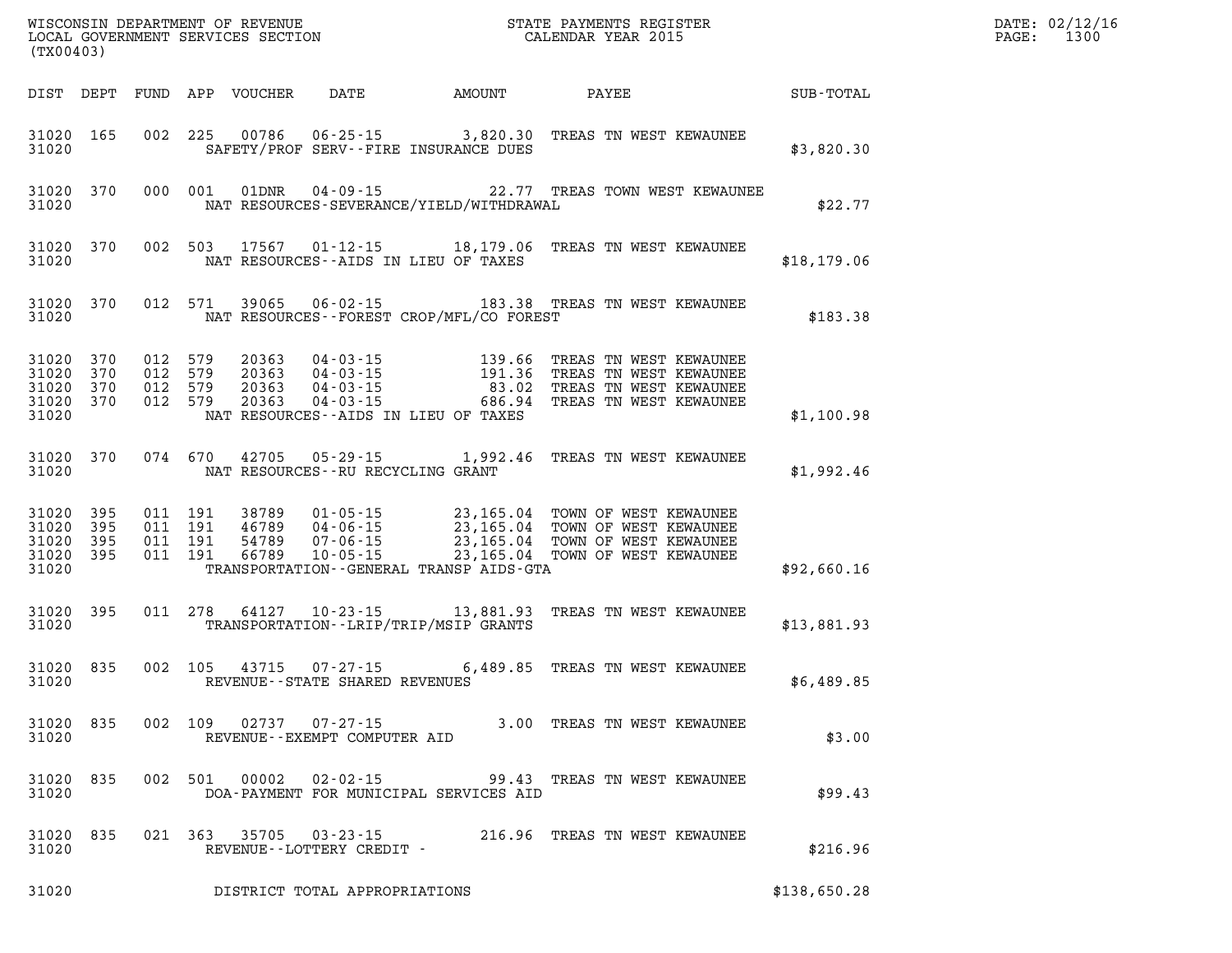WISCONSIN DEPARTMENT OF REVENUE
LOCAL GOVERNMENT SERVICES SECTION
(TX00403)

STATE PAYMENTS REGISTER
CALENDAR YEAR 2015

DATE: 02/12/16
PAGE: 1300

| DIST | DEPT | FUND | APP | VOUCHER | DATE | AMOUNT | PAYEE | SUB-TOTAL |
|---|---|---|---|---|---|---|---|---|
| 31020 | 165 | 002 | 225 | 00786 | 06-25-15 | 3,820.30 | TREAS TN WEST KEWAUNEE | |
| 31020 | | | | | SAFETY/PROF SERV--FIRE INSURANCE DUES | | | $3,820.30 |
| 31020 | 370 | 000 | 001 | 01DNR | 04-09-15 | 22.77 | TREAS TOWN WEST KEWAUNEE | |
| 31020 | | | | | NAT RESOURCES-SEVERANCE/YIELD/WITHDRAWAL | | | $22.77 |
| 31020 | 370 | 002 | 503 | 17567 | 01-12-15 | 18,179.06 | TREAS TN WEST KEWAUNEE | |
| 31020 | | | | | NAT RESOURCES--AIDS IN LIEU OF TAXES | | | $18,179.06 |
| 31020 | 370 | 012 | 571 | 39065 | 06-02-15 | 183.38 | TREAS TN WEST KEWAUNEE | |
| 31020 | | | | | NAT RESOURCES--FOREST CROP/MFL/CO FOREST | | | $183.38 |
| 31020 | 370 | 012 | 579 | 20363 | 04-03-15 | 139.66 | TREAS TN WEST KEWAUNEE | |
| 31020 | 370 | 012 | 579 | 20363 | 04-03-15 | 191.36 | TREAS TN WEST KEWAUNEE | |
| 31020 | 370 | 012 | 579 | 20363 | 04-03-15 | 83.02 | TREAS TN WEST KEWAUNEE | |
| 31020 | 370 | 012 | 579 | 20363 | 04-03-15 | 686.94 | TREAS TN WEST KEWAUNEE | |
| 31020 | | | | | NAT RESOURCES--AIDS IN LIEU OF TAXES | | | $1,100.98 |
| 31020 | 370 | 074 | 670 | 42705 | 05-29-15 | 1,992.46 | TREAS TN WEST KEWAUNEE | |
| 31020 | | | | | NAT RESOURCES--RU RECYCLING GRANT | | | $1,992.46 |
| 31020 | 395 | 011 | 191 | 38789 | 01-05-15 | 23,165.04 | TOWN OF WEST KEWAUNEE | |
| 31020 | 395 | 011 | 191 | 46789 | 04-06-15 | 23,165.04 | TOWN OF WEST KEWAUNEE | |
| 31020 | 395 | 011 | 191 | 54789 | 07-06-15 | 23,165.04 | TOWN OF WEST KEWAUNEE | |
| 31020 | 395 | 011 | 191 | 66789 | 10-05-15 | 23,165.04 | TOWN OF WEST KEWAUNEE | |
| 31020 | | | | | TRANSPORTATION--GENERAL TRANSP AIDS-GTA | | | $92,660.16 |
| 31020 | 395 | 011 | 278 | 64127 | 10-23-15 | 13,881.93 | TREAS TN WEST KEWAUNEE | |
| 31020 | | | | | TRANSPORTATION--LRIP/TRIP/MSIP GRANTS | | | $13,881.93 |
| 31020 | 835 | 002 | 105 | 43715 | 07-27-15 | 6,489.85 | TREAS TN WEST KEWAUNEE | |
| 31020 | | | | | REVENUE--STATE SHARED REVENUES | | | $6,489.85 |
| 31020 | 835 | 002 | 109 | 02737 | 07-27-15 | 3.00 | TREAS TN WEST KEWAUNEE | |
| 31020 | | | | | REVENUE--EXEMPT COMPUTER AID | | | $3.00 |
| 31020 | 835 | 002 | 501 | 00002 | 02-02-15 | 99.43 | TREAS TN WEST KEWAUNEE | |
| 31020 | | | | | DOA-PAYMENT FOR MUNICIPAL SERVICES AID | | | $99.43 |
| 31020 | 835 | 021 | 363 | 35705 | 03-23-15 | 216.96 | TREAS TN WEST KEWAUNEE | |
| 31020 | | | | | REVENUE--LOTTERY CREDIT - | | | $216.96 |
| 31020 | | | | | DISTRICT TOTAL APPROPRIATIONS | | | $138,650.28 |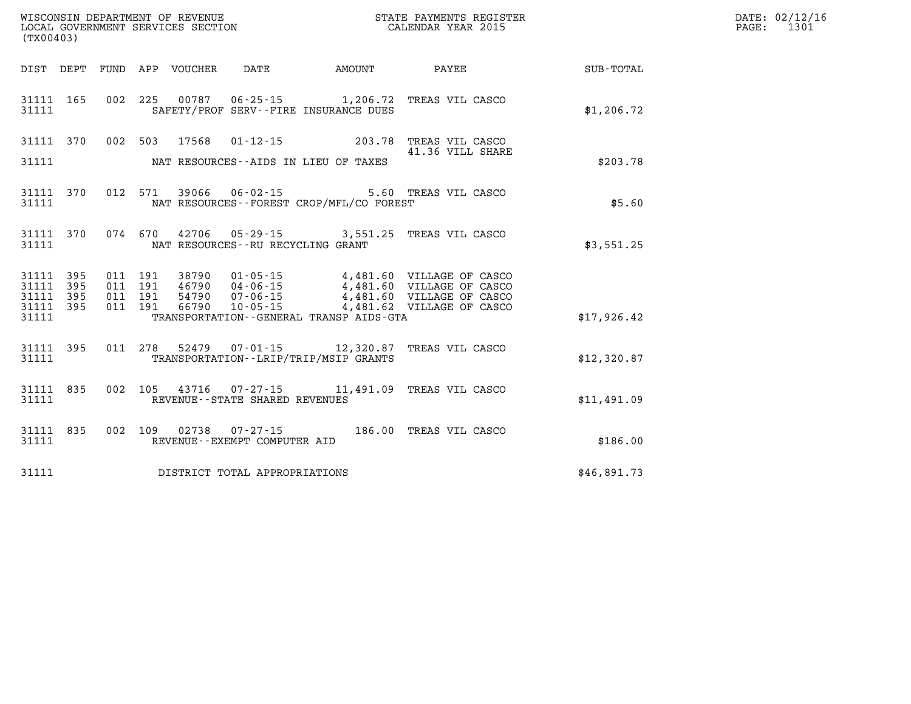WISCONSIN DEPARTMENT OF REVENUE
LOCAL GOVERNMENT SERVICES SECTION
(TX00403)

STATE PAYMENTS REGISTER
CALENDAR YEAR 2015

DATE: 02/12/16
PAGE: 1301

| DIST | DEPT | FUND | APP | VOUCHER | DATE | AMOUNT | PAYEE | SUB-TOTAL |
|---|---|---|---|---|---|---|---|---|
| 31111 | 165 | 002 | 225 | 00787 | 06-25-15 | 1,206.72 | TREAS VIL CASCO | |
| 31111 | | | | | SAFETY/PROF SERV--FIRE INSURANCE DUES | | | $1,206.72 |
| 31111 | 370 | 002 | 503 | 17568 | 01-12-15 | 203.78 | TREAS VIL CASCO | |
| | | | | | | | 41.36 VILL SHARE | |
| 31111 | | | | | NAT RESOURCES--AIDS IN LIEU OF TAXES | | | $203.78 |
| 31111 | 370 | 012 | 571 | 39066 | 06-02-15 | 5.60 | TREAS VIL CASCO | |
| 31111 | | | | | NAT RESOURCES--FOREST CROP/MFL/CO FOREST | | | $5.60 |
| 31111 | 370 | 074 | 670 | 42706 | 05-29-15 | 3,551.25 | TREAS VIL CASCO | |
| 31111 | | | | | NAT RESOURCES--RU RECYCLING GRANT | | | $3,551.25 |
| 31111 | 395 | 011 | 191 | 38790 | 01-05-15 | 4,481.60 | VILLAGE OF CASCO | |
| 31111 | 395 | 011 | 191 | 46790 | 04-06-15 | 4,481.60 | VILLAGE OF CASCO | |
| 31111 | 395 | 011 | 191 | 54790 | 07-06-15 | 4,481.60 | VILLAGE OF CASCO | |
| 31111 | 395 | 011 | 191 | 66790 | 10-05-15 | 4,481.62 | VILLAGE OF CASCO | |
| 31111 | | | | | TRANSPORTATION--GENERAL TRANSP AIDS-GTA | | | $17,926.42 |
| 31111 | 395 | 011 | 278 | 52479 | 07-01-15 | 12,320.87 | TREAS VIL CASCO | |
| 31111 | | | | | TRANSPORTATION--LRIP/TRIP/MSIP GRANTS | | | $12,320.87 |
| 31111 | 835 | 002 | 105 | 43716 | 07-27-15 | 11,491.09 | TREAS VIL CASCO | |
| 31111 | | | | | REVENUE--STATE SHARED REVENUES | | | $11,491.09 |
| 31111 | 835 | 002 | 109 | 02738 | 07-27-15 | 186.00 | TREAS VIL CASCO | |
| 31111 | | | | | REVENUE--EXEMPT COMPUTER AID | | | $186.00 |
| 31111 | | | | | DISTRICT TOTAL APPROPRIATIONS | | | $46,891.73 |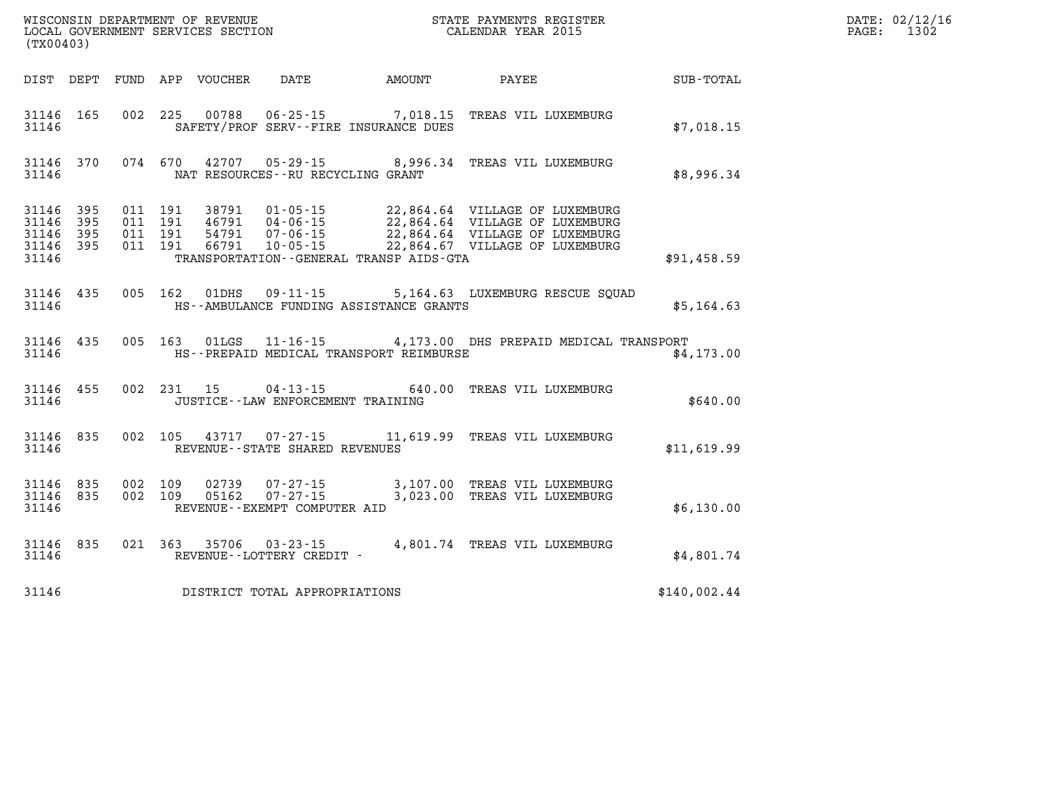WISCONSIN DEPARTMENT OF REVENUE
LOCAL GOVERNMENT SERVICES SECTION
(TX00403)

STATE PAYMENTS REGISTER
CALENDAR YEAR 2015

DATE: 02/12/16
PAGE: 1302

| DIST | DEPT | FUND | APP | VOUCHER | DATE | AMOUNT | PAYEE | SUB-TOTAL |
|---|---|---|---|---|---|---|---|---|
| 31146 | 165 | 002 | 225 | 00788 | 06-25-15 | 7,018.15 | TREAS VIL LUXEMBURG | |
| 31146 | | | | | SAFETY/PROF SERV--FIRE INSURANCE DUES | | | $7,018.15 |
| 31146 | 370 | 074 | 670 | 42707 | 05-29-15 | 8,996.34 | TREAS VIL LUXEMBURG | |
| 31146 | | | | | NAT RESOURCES--RU RECYCLING GRANT | | | $8,996.34 |
| 31146 | 395 | 011 | 191 | 38791 | 01-05-15 | 22,864.64 | VILLAGE OF LUXEMBURG | |
| 31146 | 395 | 011 | 191 | 46791 | 04-06-15 | 22,864.64 | VILLAGE OF LUXEMBURG | |
| 31146 | 395 | 011 | 191 | 54791 | 07-06-15 | 22,864.64 | VILLAGE OF LUXEMBURG | |
| 31146 | 395 | 011 | 191 | 66791 | 10-05-15 | 22,864.67 | VILLAGE OF LUXEMBURG | |
| 31146 | | | | | TRANSPORTATION--GENERAL TRANSP AIDS-GTA | | | $91,458.59 |
| 31146 | 435 | 005 | 162 | 01DHS | 09-11-15 | 5,164.63 | LUXEMBURG RESCUE SQUAD | |
| 31146 | | | | | HS--AMBULANCE FUNDING ASSISTANCE GRANTS | | | $5,164.63 |
| 31146 | 435 | 005 | 163 | 01LGS | 11-16-15 | 4,173.00 | DHS PREPAID MEDICAL TRANSPORT | |
| 31146 | | | | | HS--PREPAID MEDICAL TRANSPORT REIMBURSE | | | $4,173.00 |
| 31146 | 455 | 002 | 231 | 15 | 04-13-15 | 640.00 | TREAS VIL LUXEMBURG | |
| 31146 | | | | | JUSTICE--LAW ENFORCEMENT TRAINING | | | $640.00 |
| 31146 | 835 | 002 | 105 | 43717 | 07-27-15 | 11,619.99 | TREAS VIL LUXEMBURG | |
| 31146 | | | | | REVENUE--STATE SHARED REVENUES | | | $11,619.99 |
| 31146 | 835 | 002 | 109 | 02739 | 07-27-15 | 3,107.00 | TREAS VIL LUXEMBURG | |
| 31146 | 835 | 002 | 109 | 05162 | 07-27-15 | 3,023.00 | TREAS VIL LUXEMBURG | |
| 31146 | | | | | REVENUE--EXEMPT COMPUTER AID | | | $6,130.00 |
| 31146 | 835 | 021 | 363 | 35706 | 03-23-15 | 4,801.74 | TREAS VIL LUXEMBURG | |
| 31146 | | | | | REVENUE--LOTTERY CREDIT - | | | $4,801.74 |
| 31146 | | | | | DISTRICT TOTAL APPROPRIATIONS | | | $140,002.44 |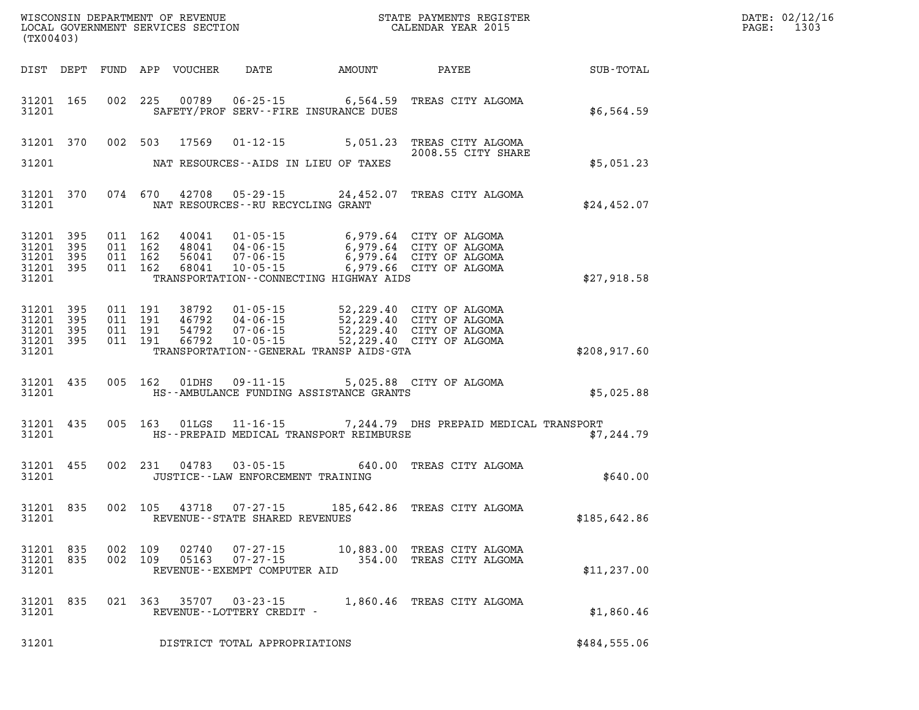WISCONSIN DEPARTMENT OF REVENUE
LOCAL GOVERNMENT SERVICES SECTION
(TX00403)

STATE PAYMENTS REGISTER
CALENDAR YEAR 2015

DATE: 02/12/16
PAGE: 1303

| DIST | DEPT | FUND | APP | VOUCHER | DATE | AMOUNT | PAYEE | SUB-TOTAL |
|---|---|---|---|---|---|---|---|---|
| 31201 | 165 | 002 | 225 | 00789 | 06-25-15 | 6,564.59 | TREAS CITY ALGOMA | |
| 31201 | | | | | SAFETY/PROF SERV--FIRE INSURANCE DUES | | | $6,564.59 |
| 31201 | 370 | 002 | 503 | 17569 | 01-12-15 | 5,051.23 | TREAS CITY ALGOMA 2008.55 CITY SHARE | |
| 31201 | | | | | NAT RESOURCES--AIDS IN LIEU OF TAXES | | | $5,051.23 |
| 31201 | 370 | 074 | 670 | 42708 | 05-29-15 | 24,452.07 | TREAS CITY ALGOMA | |
| 31201 | | | | | NAT RESOURCES--RU RECYCLING GRANT | | | $24,452.07 |
| 31201 | 395 | 011 | 162 | 40041 | 01-05-15 | 6,979.64 | CITY OF ALGOMA | |
| 31201 | 395 | 011 | 162 | 48041 | 04-06-15 | 6,979.64 | CITY OF ALGOMA | |
| 31201 | 395 | 011 | 162 | 56041 | 07-06-15 | 6,979.64 | CITY OF ALGOMA | |
| 31201 | 395 | 011 | 162 | 68041 | 10-05-15 | 6,979.66 | CITY OF ALGOMA | |
| 31201 | | | | | TRANSPORTATION--CONNECTING HIGHWAY AIDS | | | $27,918.58 |
| 31201 | 395 | 011 | 191 | 38792 | 01-05-15 | 52,229.40 | CITY OF ALGOMA | |
| 31201 | 395 | 011 | 191 | 46792 | 04-06-15 | 52,229.40 | CITY OF ALGOMA | |
| 31201 | 395 | 011 | 191 | 54792 | 07-06-15 | 52,229.40 | CITY OF ALGOMA | |
| 31201 | 395 | 011 | 191 | 66792 | 10-05-15 | 52,229.40 | CITY OF ALGOMA | |
| 31201 | | | | | TRANSPORTATION--GENERAL TRANSP AIDS-GTA | | | $208,917.60 |
| 31201 | 435 | 005 | 162 | 01DHS | 09-11-15 | 5,025.88 | CITY OF ALGOMA | |
| 31201 | | | | | HS--AMBULANCE FUNDING ASSISTANCE GRANTS | | | $5,025.88 |
| 31201 | 435 | 005 | 163 | 01LGS | 11-16-15 | 7,244.79 | DHS PREPAID MEDICAL TRANSPORT | |
| 31201 | | | | | HS--PREPAID MEDICAL TRANSPORT REIMBURSE | | | $7,244.79 |
| 31201 | 455 | 002 | 231 | 04783 | 03-05-15 | 640.00 | TREAS CITY ALGOMA | |
| 31201 | | | | | JUSTICE--LAW ENFORCEMENT TRAINING | | | $640.00 |
| 31201 | 835 | 002 | 105 | 43718 | 07-27-15 | 185,642.86 | TREAS CITY ALGOMA | |
| 31201 | | | | | REVENUE--STATE SHARED REVENUES | | | $185,642.86 |
| 31201 | 835 | 002 | 109 | 02740 | 07-27-15 | 10,883.00 | TREAS CITY ALGOMA | |
| 31201 | 835 | 002 | 109 | 05163 | 07-27-15 | 354.00 | TREAS CITY ALGOMA | |
| 31201 | | | | | REVENUE--EXEMPT COMPUTER AID | | | $11,237.00 |
| 31201 | 835 | 021 | 363 | 35707 | 03-23-15 | 1,860.46 | TREAS CITY ALGOMA | |
| 31201 | | | | | REVENUE--LOTTERY CREDIT - | | | $1,860.46 |
| 31201 | | | | | DISTRICT TOTAL APPROPRIATIONS | | | $484,555.06 |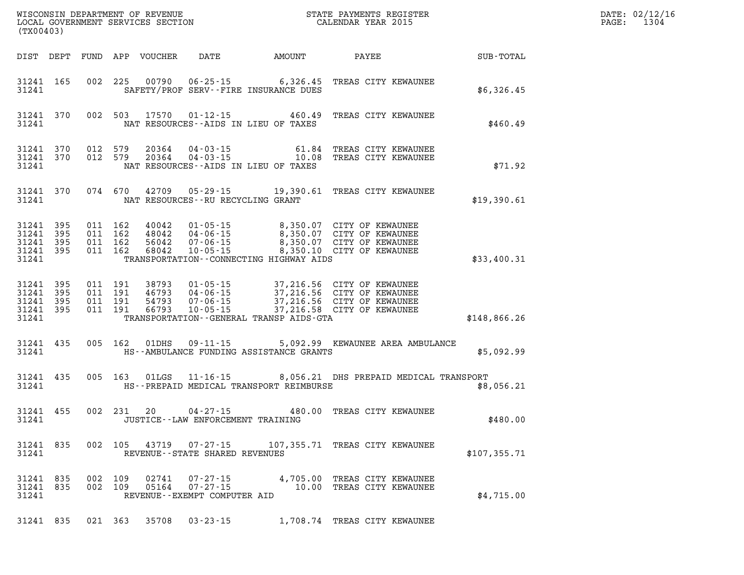WISCONSIN DEPARTMENT OF REVENUE
LOCAL GOVERNMENT SERVICES SECTION
(TX00403)

STATE PAYMENTS REGISTER
CALENDAR YEAR 2015

DATE: 02/12/16
PAGE: 1304

| DIST | DEPT | FUND | APP | VOUCHER | DATE | AMOUNT | PAYEE | SUB-TOTAL |
|---|---|---|---|---|---|---|---|---|
| 31241 | 165 | 002 | 225 | 00790 | 06-25-15 | 6,326.45 | TREAS CITY KEWAUNEE | |
| 31241 | | | | | SAFETY/PROF SERV--FIRE INSURANCE DUES | | | $6,326.45 |
| 31241 | 370 | 002 | 503 | 17570 | 01-12-15 | 460.49 | TREAS CITY KEWAUNEE | |
| 31241 | | | | | NAT RESOURCES--AIDS IN LIEU OF TAXES | | | $460.49 |
| 31241 | 370 | 012 | 579 | 20364 | 04-03-15 | 61.84 | TREAS CITY KEWAUNEE | |
| 31241 | 370 | 012 | 579 | 20364 | 04-03-15 | 10.08 | TREAS CITY KEWAUNEE | |
| 31241 | | | | | NAT RESOURCES--AIDS IN LIEU OF TAXES | | | $71.92 |
| 31241 | 370 | 074 | 670 | 42709 | 05-29-15 | 19,390.61 | TREAS CITY KEWAUNEE | |
| 31241 | | | | | NAT RESOURCES--RU RECYCLING GRANT | | | $19,390.61 |
| 31241 | 395 | 011 | 162 | 40042 | 01-05-15 | 8,350.07 | CITY OF KEWAUNEE | |
| 31241 | 395 | 011 | 162 | 48042 | 04-06-15 | 8,350.07 | CITY OF KEWAUNEE | |
| 31241 | 395 | 011 | 162 | 56042 | 07-06-15 | 8,350.07 | CITY OF KEWAUNEE | |
| 31241 | 395 | 011 | 162 | 68042 | 10-05-15 | 8,350.10 | CITY OF KEWAUNEE | |
| 31241 | | | | | TRANSPORTATION--CONNECTING HIGHWAY AIDS | | | $33,400.31 |
| 31241 | 395 | 011 | 191 | 38793 | 01-05-15 | 37,216.56 | CITY OF KEWAUNEE | |
| 31241 | 395 | 011 | 191 | 46793 | 04-06-15 | 37,216.56 | CITY OF KEWAUNEE | |
| 31241 | 395 | 011 | 191 | 54793 | 07-06-15 | 37,216.56 | CITY OF KEWAUNEE | |
| 31241 | 395 | 011 | 191 | 66793 | 10-05-15 | 37,216.58 | CITY OF KEWAUNEE | |
| 31241 | | | | | TRANSPORTATION--GENERAL TRANSP AIDS-GTA | | | $148,866.26 |
| 31241 | 435 | 005 | 162 | 01DHS | 09-11-15 | 5,092.99 | KEWAUNEE AREA AMBULANCE | |
| 31241 | | | | | HS--AMBULANCE FUNDING ASSISTANCE GRANTS | | | $5,092.99 |
| 31241 | 435 | 005 | 163 | 01LGS | 11-16-15 | 8,056.21 | DHS PREPAID MEDICAL TRANSPORT | |
| 31241 | | | | | HS--PREPAID MEDICAL TRANSPORT REIMBURSE | | | $8,056.21 |
| 31241 | 455 | 002 | 231 | 20 | 04-27-15 | 480.00 | TREAS CITY KEWAUNEE | |
| 31241 | | | | | JUSTICE--LAW ENFORCEMENT TRAINING | | | $480.00 |
| 31241 | 835 | 002 | 105 | 43719 | 07-27-15 | 107,355.71 | TREAS CITY KEWAUNEE | |
| 31241 | | | | | REVENUE--STATE SHARED REVENUES | | | $107,355.71 |
| 31241 | 835 | 002 | 109 | 02741 | 07-27-15 | 4,705.00 | TREAS CITY KEWAUNEE | |
| 31241 | 835 | 002 | 109 | 05164 | 07-27-15 | 10.00 | TREAS CITY KEWAUNEE | |
| 31241 | | | | | REVENUE--EXEMPT COMPUTER AID | | | $4,715.00 |
| 31241 | 835 | 021 | 363 | 35708 | 03-23-15 | 1,708.74 | TREAS CITY KEWAUNEE | |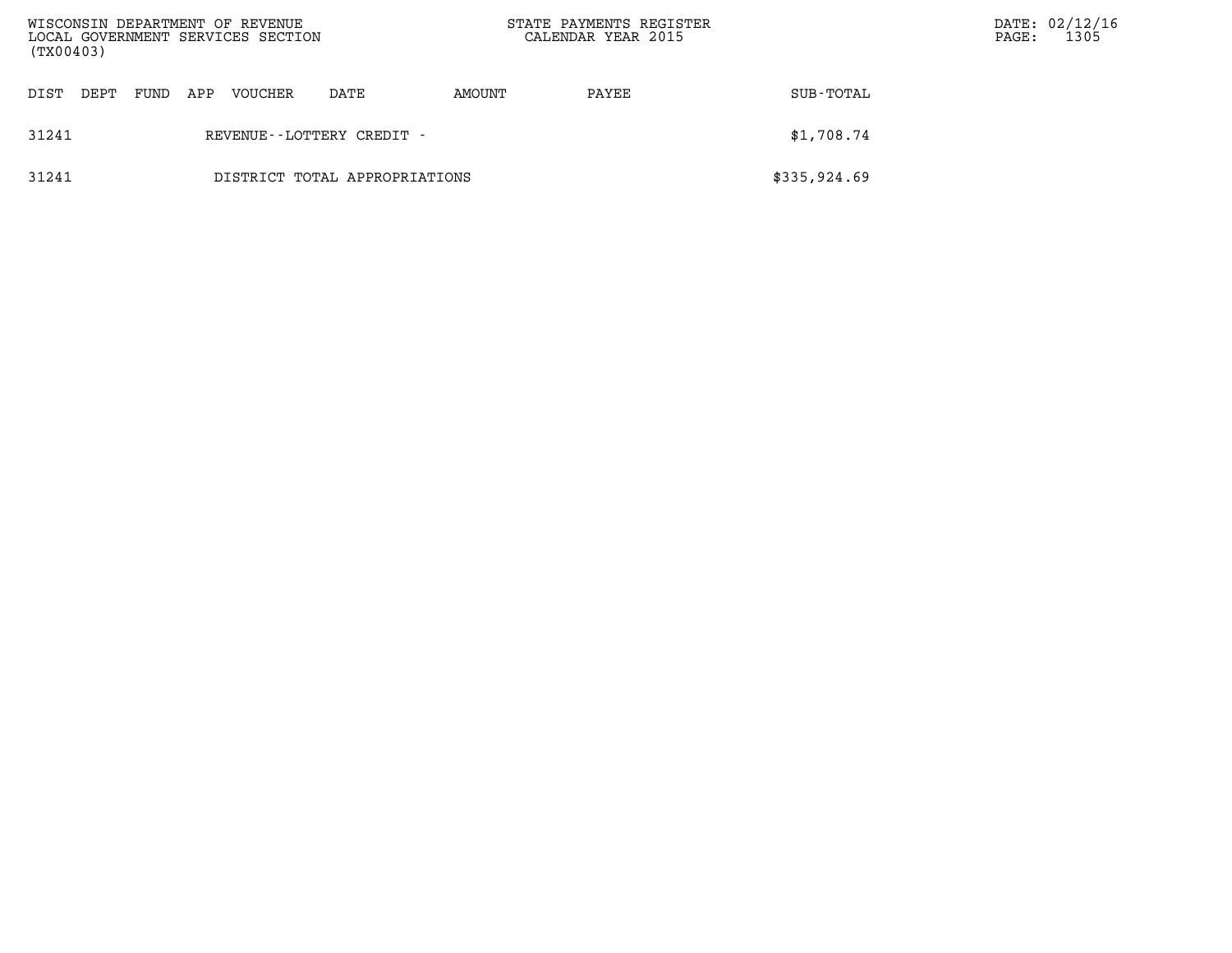| DIST | DEPT | FUND | APP | VOUCHER | DATE | AMOUNT | PAYEE | SUB-TOTAL |
|---|---|---|---|---|---|---|---|---|
| 31241 | | | | REVENUE--LOTTERY CREDIT - | | | | $1,708.74 |
| 31241 | | | | DISTRICT TOTAL APPROPRIATIONS | | | | $335,924.69 |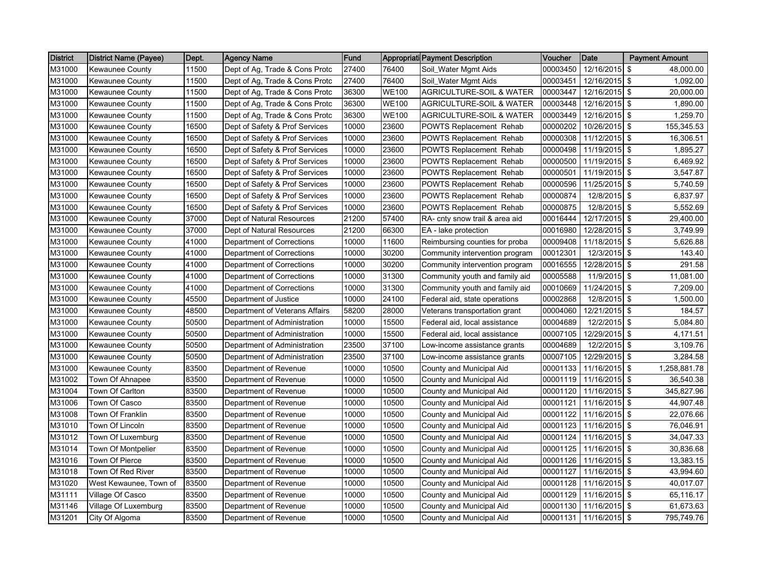| District | District Name (Payee) | Dept. | Agency Name | Fund | Appropriati | Payment Description | Voucher | Date | Payment Amount |
|---|---|---|---|---|---|---|---|---|---|
| M31000 | Kewaunee County | 11500 | Dept of Ag, Trade & Cons Protc | 27400 | 76400 | Soil_Water Mgmt Aids | 00003450 | 12/16/2015 | $ 48,000.00 |
| M31000 | Kewaunee County | 11500 | Dept of Ag, Trade & Cons Protc | 27400 | 76400 | Soil_Water Mgmt Aids | 00003451 | 12/16/2015 | $ 1,092.00 |
| M31000 | Kewaunee County | 11500 | Dept of Ag, Trade & Cons Protc | 36300 | WE100 | AGRICULTURE-SOIL & WATER | 00003447 | 12/16/2015 | $ 20,000.00 |
| M31000 | Kewaunee County | 11500 | Dept of Ag, Trade & Cons Protc | 36300 | WE100 | AGRICULTURE-SOIL & WATER | 00003448 | 12/16/2015 | $ 1,890.00 |
| M31000 | Kewaunee County | 11500 | Dept of Ag, Trade & Cons Protc | 36300 | WE100 | AGRICULTURE-SOIL & WATER | 00003449 | 12/16/2015 | $ 1,259.70 |
| M31000 | Kewaunee County | 16500 | Dept of Safety & Prof Services | 10000 | 23600 | POWTS Replacement Rehab | 00000202 | 10/26/2015 | $ 155,345.53 |
| M31000 | Kewaunee County | 16500 | Dept of Safety & Prof Services | 10000 | 23600 | POWTS Replacement Rehab | 00000308 | 11/12/2015 | $ 16,306.51 |
| M31000 | Kewaunee County | 16500 | Dept of Safety & Prof Services | 10000 | 23600 | POWTS Replacement Rehab | 00000498 | 11/19/2015 | $ 1,895.27 |
| M31000 | Kewaunee County | 16500 | Dept of Safety & Prof Services | 10000 | 23600 | POWTS Replacement Rehab | 00000500 | 11/19/2015 | $ 6,469.92 |
| M31000 | Kewaunee County | 16500 | Dept of Safety & Prof Services | 10000 | 23600 | POWTS Replacement Rehab | 00000501 | 11/19/2015 | $ 3,547.87 |
| M31000 | Kewaunee County | 16500 | Dept of Safety & Prof Services | 10000 | 23600 | POWTS Replacement Rehab | 00000596 | 11/25/2015 | $ 5,740.59 |
| M31000 | Kewaunee County | 16500 | Dept of Safety & Prof Services | 10000 | 23600 | POWTS Replacement Rehab | 00000874 | 12/8/2015 | $ 6,837.97 |
| M31000 | Kewaunee County | 16500 | Dept of Safety & Prof Services | 10000 | 23600 | POWTS Replacement Rehab | 00000875 | 12/8/2015 | $ 5,552.69 |
| M31000 | Kewaunee County | 37000 | Dept of Natural Resources | 21200 | 57400 | RA- cnty snow trail & area aid | 00016444 | 12/17/2015 | $ 29,400.00 |
| M31000 | Kewaunee County | 37000 | Dept of Natural Resources | 21200 | 66300 | EA - lake protection | 00016980 | 12/28/2015 | $ 3,749.99 |
| M31000 | Kewaunee County | 41000 | Department of Corrections | 10000 | 11600 | Reimbursing counties for proba | 00009408 | 11/18/2015 | $ 5,626.88 |
| M31000 | Kewaunee County | 41000 | Department of Corrections | 10000 | 30200 | Community intervention program | 00012301 | 12/3/2015 | $ 143.40 |
| M31000 | Kewaunee County | 41000 | Department of Corrections | 10000 | 30200 | Community intervention program | 00016555 | 12/28/2015 | $ 291.58 |
| M31000 | Kewaunee County | 41000 | Department of Corrections | 10000 | 31300 | Community youth and family aid | 00005588 | 11/9/2015 | $ 11,081.00 |
| M31000 | Kewaunee County | 41000 | Department of Corrections | 10000 | 31300 | Community youth and family aid | 00010669 | 11/24/2015 | $ 7,209.00 |
| M31000 | Kewaunee County | 45500 | Department of Justice | 10000 | 24100 | Federal aid, state operations | 00002868 | 12/8/2015 | $ 1,500.00 |
| M31000 | Kewaunee County | 48500 | Department of Veterans Affairs | 58200 | 28000 | Veterans transportation grant | 00004060 | 12/21/2015 | $ 184.57 |
| M31000 | Kewaunee County | 50500 | Department of Administration | 10000 | 15500 | Federal aid, local assistance | 00004689 | 12/2/2015 | $ 5,084.80 |
| M31000 | Kewaunee County | 50500 | Department of Administration | 10000 | 15500 | Federal aid, local assistance | 00007105 | 12/29/2015 | $ 4,171.51 |
| M31000 | Kewaunee County | 50500 | Department of Administration | 23500 | 37100 | Low-income assistance grants | 00004689 | 12/2/2015 | $ 3,109.76 |
| M31000 | Kewaunee County | 50500 | Department of Administration | 23500 | 37100 | Low-income assistance grants | 00007105 | 12/29/2015 | $ 3,284.58 |
| M31000 | Kewaunee County | 83500 | Department of Revenue | 10000 | 10500 | County and Municipal Aid | 00001133 | 11/16/2015 | $ 1,258,881.78 |
| M31002 | Town Of Ahnapee | 83500 | Department of Revenue | 10000 | 10500 | County and Municipal Aid | 00001119 | 11/16/2015 | $ 36,540.38 |
| M31004 | Town Of Carlton | 83500 | Department of Revenue | 10000 | 10500 | County and Municipal Aid | 00001120 | 11/16/2015 | $ 345,827.96 |
| M31006 | Town Of Casco | 83500 | Department of Revenue | 10000 | 10500 | County and Municipal Aid | 00001121 | 11/16/2015 | $ 44,907.48 |
| M31008 | Town Of Franklin | 83500 | Department of Revenue | 10000 | 10500 | County and Municipal Aid | 00001122 | 11/16/2015 | $ 22,076.66 |
| M31010 | Town Of Lincoln | 83500 | Department of Revenue | 10000 | 10500 | County and Municipal Aid | 00001123 | 11/16/2015 | $ 76,046.91 |
| M31012 | Town Of Luxemburg | 83500 | Department of Revenue | 10000 | 10500 | County and Municipal Aid | 00001124 | 11/16/2015 | $ 34,047.33 |
| M31014 | Town Of Montpelier | 83500 | Department of Revenue | 10000 | 10500 | County and Municipal Aid | 00001125 | 11/16/2015 | $ 30,836.68 |
| M31016 | Town Of Pierce | 83500 | Department of Revenue | 10000 | 10500 | County and Municipal Aid | 00001126 | 11/16/2015 | $ 13,383.15 |
| M31018 | Town Of Red River | 83500 | Department of Revenue | 10000 | 10500 | County and Municipal Aid | 00001127 | 11/16/2015 | $ 43,994.60 |
| M31020 | West Kewaunee, Town of | 83500 | Department of Revenue | 10000 | 10500 | County and Municipal Aid | 00001128 | 11/16/2015 | $ 40,017.07 |
| M31111 | Village Of Casco | 83500 | Department of Revenue | 10000 | 10500 | County and Municipal Aid | 00001129 | 11/16/2015 | $ 65,116.17 |
| M31146 | Village Of Luxemburg | 83500 | Department of Revenue | 10000 | 10500 | County and Municipal Aid | 00001130 | 11/16/2015 | $ 61,673.63 |
| M31201 | City Of Algoma | 83500 | Department of Revenue | 10000 | 10500 | County and Municipal Aid | 00001131 | 11/16/2015 | $ 795,749.76 |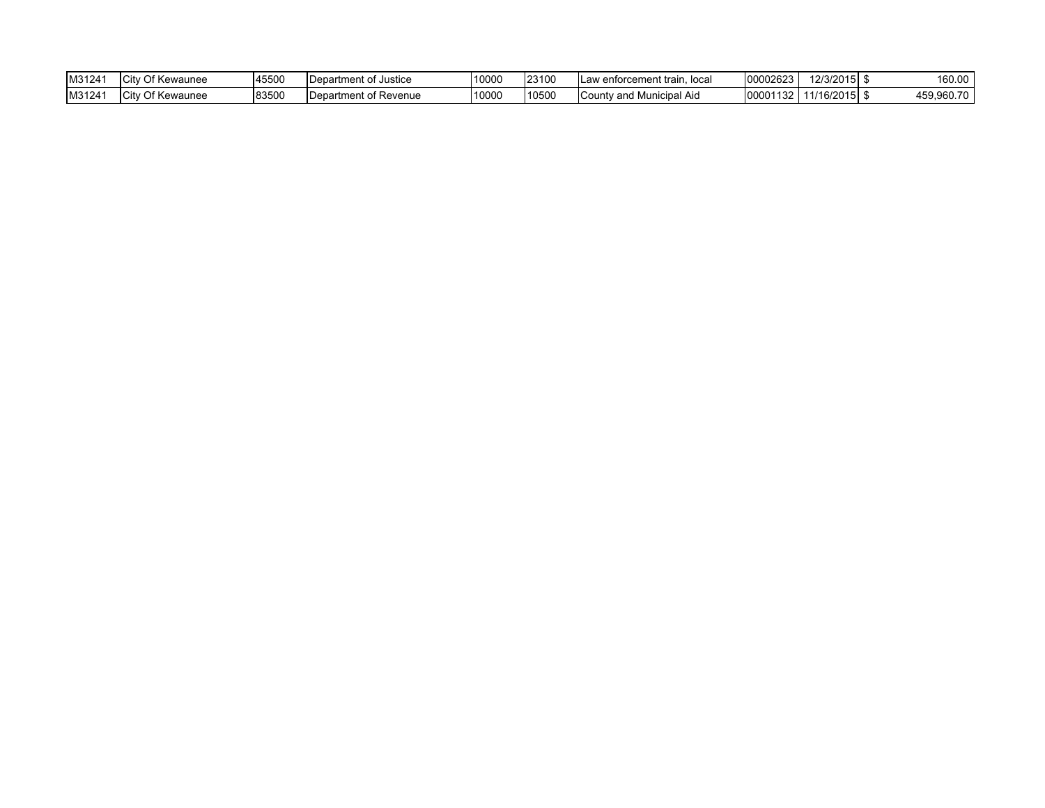| | | | | | | | | | | |
|---|---|---|---|---|---|---|---|---|---|---|
| M31241 | City Of Kewaunee | 45500 | Department of Justice | 10000 | 23100 | Law enforcement train, local | 00002623 | 12/3/2015 | $ | 160.00 |
| M31241 | City Of Kewaunee | 83500 | Department of Revenue | 10000 | 10500 | County and Municipal Aid | 00001132 | 11/16/2015 | $ | 459,960.70 |